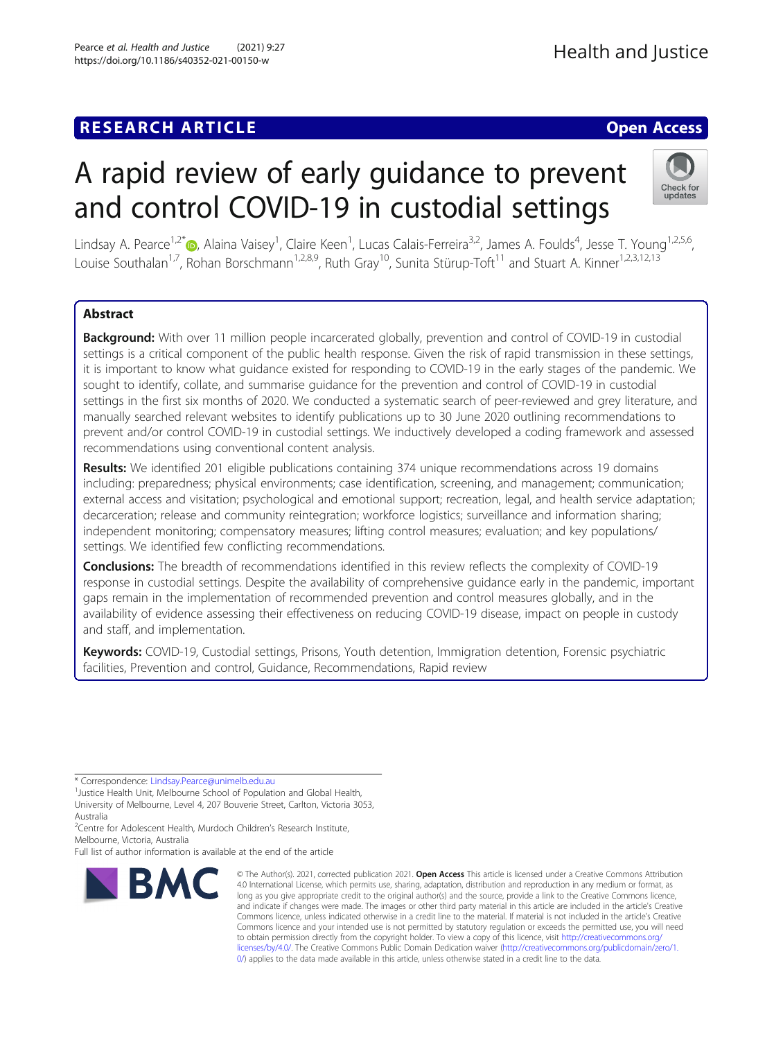RESEARCH ARTICLE

Open Access

# A rapid review of early guidance to prevent and control COVID-19 in custodial settings

Lindsay A. Pearce[1,2*], Alaina Vaisey[1], Claire Keen[1], Lucas Calais-Ferreira[3,2], James A. Foulds[4], Jesse T. Young[1,2,5,6], Louise Southalan[1,7], Rohan Borschmann[1,2,8,9], Ruth Gray[10], Sunita Stürup-Toft[11] and Stuart A. Kinner[1,2,3,12,13]

## Abstract

**Background:** With over 11 million people incarcerated globally, prevention and control of COVID-19 in custodial settings is a critical component of the public health response. Given the risk of rapid transmission in these settings, it is important to know what guidance existed for responding to COVID-19 in the early stages of the pandemic. We sought to identify, collate, and summarise guidance for the prevention and control of COVID-19 in custodial settings in the first six months of 2020. We conducted a systematic search of peer-reviewed and grey literature, and manually searched relevant websites to identify publications up to 30 June 2020 outlining recommendations to prevent and/or control COVID-19 in custodial settings. We inductively developed a coding framework and assessed recommendations using conventional content analysis.

**Results:** We identified 201 eligible publications containing 374 unique recommendations across 19 domains including: preparedness; physical environments; case identification, screening, and management; communication; external access and visitation; psychological and emotional support; recreation, legal, and health service adaptation; decarceration; release and community reintegration; workforce logistics; surveillance and information sharing; independent monitoring; compensatory measures; lifting control measures; evaluation; and key populations/settings. We identified few conflicting recommendations.

**Conclusions:** The breadth of recommendations identified in this review reflects the complexity of COVID-19 response in custodial settings. Despite the availability of comprehensive guidance early in the pandemic, important gaps remain in the implementation of recommended prevention and control measures globally, and in the availability of evidence assessing their effectiveness on reducing COVID-19 disease, impact on people in custody and staff, and implementation.

**Keywords:** COVID-19, Custodial settings, Prisons, Youth detention, Immigration detention, Forensic psychiatric facilities, Prevention and control, Guidance, Recommendations, Rapid review

---

\* Correspondence: Lindsay.Pearce@unimelb.edu.au

[1]Justice Health Unit, Melbourne School of Population and Global Health, University of Melbourne, Level 4, 207 Bouverie Street, Carlton, Victoria 3053, Australia

[2]Centre for Adolescent Health, Murdoch Children's Research Institute, Melbourne, Victoria, Australia

Full list of author information is available at the end of the article

© The Author(s). 2021, corrected publication 2021. **Open Access** This article is licensed under a Creative Commons Attribution 4.0 International License, which permits use, sharing, adaptation, distribution and reproduction in any medium or format, as long as you give appropriate credit to the original author(s) and the source, provide a link to the Creative Commons licence, and indicate if changes were made. The images or other third party material in this article are included in the article's Creative Commons licence, unless indicated otherwise in a credit line to the material. If material is not included in the article's Creative Commons licence and your intended use is not permitted by statutory regulation or exceeds the permitted use, you will need to obtain permission directly from the copyright holder. To view a copy of this licence, visit http://creativecommons.org/licenses/by/4.0/. The Creative Commons Public Domain Dedication waiver (http://creativecommons.org/publicdomain/zero/1.0/) applies to the data made available in this article, unless otherwise stated in a credit line to the data.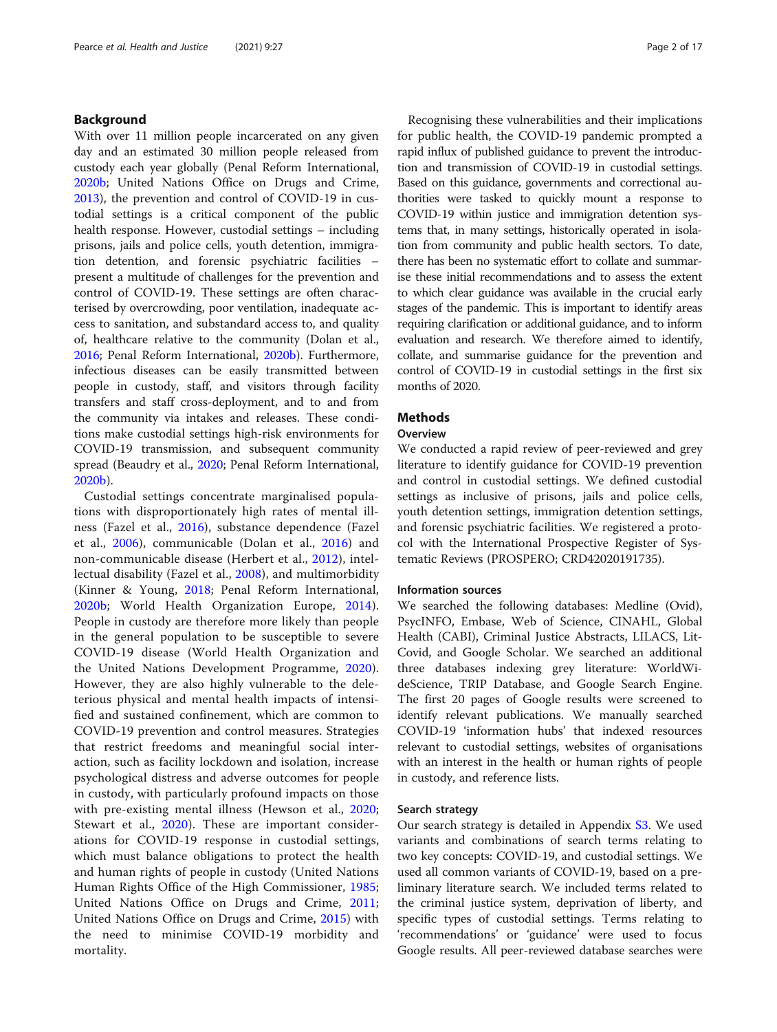## Background

With over 11 million people incarcerated on any given day and an estimated 30 million people released from custody each year globally (Penal Reform International, 2020b; United Nations Office on Drugs and Crime, 2013), the prevention and control of COVID-19 in custodial settings is a critical component of the public health response. However, custodial settings – including prisons, jails and police cells, youth detention, immigration detention, and forensic psychiatric facilities – present a multitude of challenges for the prevention and control of COVID-19. These settings are often characterised by overcrowding, poor ventilation, inadequate access to sanitation, and substandard access to, and quality of, healthcare relative to the community (Dolan et al., 2016; Penal Reform International, 2020b). Furthermore, infectious diseases can be easily transmitted between people in custody, staff, and visitors through facility transfers and staff cross-deployment, and to and from the community via intakes and releases. These conditions make custodial settings high-risk environments for COVID-19 transmission, and subsequent community spread (Beaudry et al., 2020; Penal Reform International, 2020b).

Custodial settings concentrate marginalised populations with disproportionately high rates of mental illness (Fazel et al., 2016), substance dependence (Fazel et al., 2006), communicable (Dolan et al., 2016) and non-communicable disease (Herbert et al., 2012), intellectual disability (Fazel et al., 2008), and multimorbidity (Kinner & Young, 2018; Penal Reform International, 2020b; World Health Organization Europe, 2014). People in custody are therefore more likely than people in the general population to be susceptible to severe COVID-19 disease (World Health Organization and the United Nations Development Programme, 2020). However, they are also highly vulnerable to the deleterious physical and mental health impacts of intensified and sustained confinement, which are common to COVID-19 prevention and control measures. Strategies that restrict freedoms and meaningful social interaction, such as facility lockdown and isolation, increase psychological distress and adverse outcomes for people in custody, with particularly profound impacts on those with pre-existing mental illness (Hewson et al., 2020; Stewart et al., 2020). These are important considerations for COVID-19 response in custodial settings, which must balance obligations to protect the health and human rights of people in custody (United Nations Human Rights Office of the High Commissioner, 1985; United Nations Office on Drugs and Crime, 2011; United Nations Office on Drugs and Crime, 2015) with the need to minimise COVID-19 morbidity and mortality.

Recognising these vulnerabilities and their implications for public health, the COVID-19 pandemic prompted a rapid influx of published guidance to prevent the introduction and transmission of COVID-19 in custodial settings. Based on this guidance, governments and correctional authorities were tasked to quickly mount a response to COVID-19 within justice and immigration detention systems that, in many settings, historically operated in isolation from community and public health sectors. To date, there has been no systematic effort to collate and summarise these initial recommendations and to assess the extent to which clear guidance was available in the crucial early stages of the pandemic. This is important to identify areas requiring clarification or additional guidance, and to inform evaluation and research. We therefore aimed to identify, collate, and summarise guidance for the prevention and control of COVID-19 in custodial settings in the first six months of 2020.

## Methods

### Overview

We conducted a rapid review of peer-reviewed and grey literature to identify guidance for COVID-19 prevention and control in custodial settings. We defined custodial settings as inclusive of prisons, jails and police cells, youth detention settings, immigration detention settings, and forensic psychiatric facilities. We registered a protocol with the International Prospective Register of Systematic Reviews (PROSPERO; CRD42020191735).

### Information sources

We searched the following databases: Medline (Ovid), PsycINFO, Embase, Web of Science, CINAHL, Global Health (CABI), Criminal Justice Abstracts, LILACS, LitCovid, and Google Scholar. We searched an additional three databases indexing grey literature: WorldWideScience, TRIP Database, and Google Search Engine. The first 20 pages of Google results were screened to identify relevant publications. We manually searched COVID-19 'information hubs' that indexed resources relevant to custodial settings, websites of organisations with an interest in the health or human rights of people in custody, and reference lists.

### Search strategy

Our search strategy is detailed in Appendix S3. We used variants and combinations of search terms relating to two key concepts: COVID-19, and custodial settings. We used all common variants of COVID-19, based on a preliminary literature search. We included terms related to the criminal justice system, deprivation of liberty, and specific types of custodial settings. Terms relating to 'recommendations' or 'guidance' were used to focus Google results. All peer-reviewed database searches were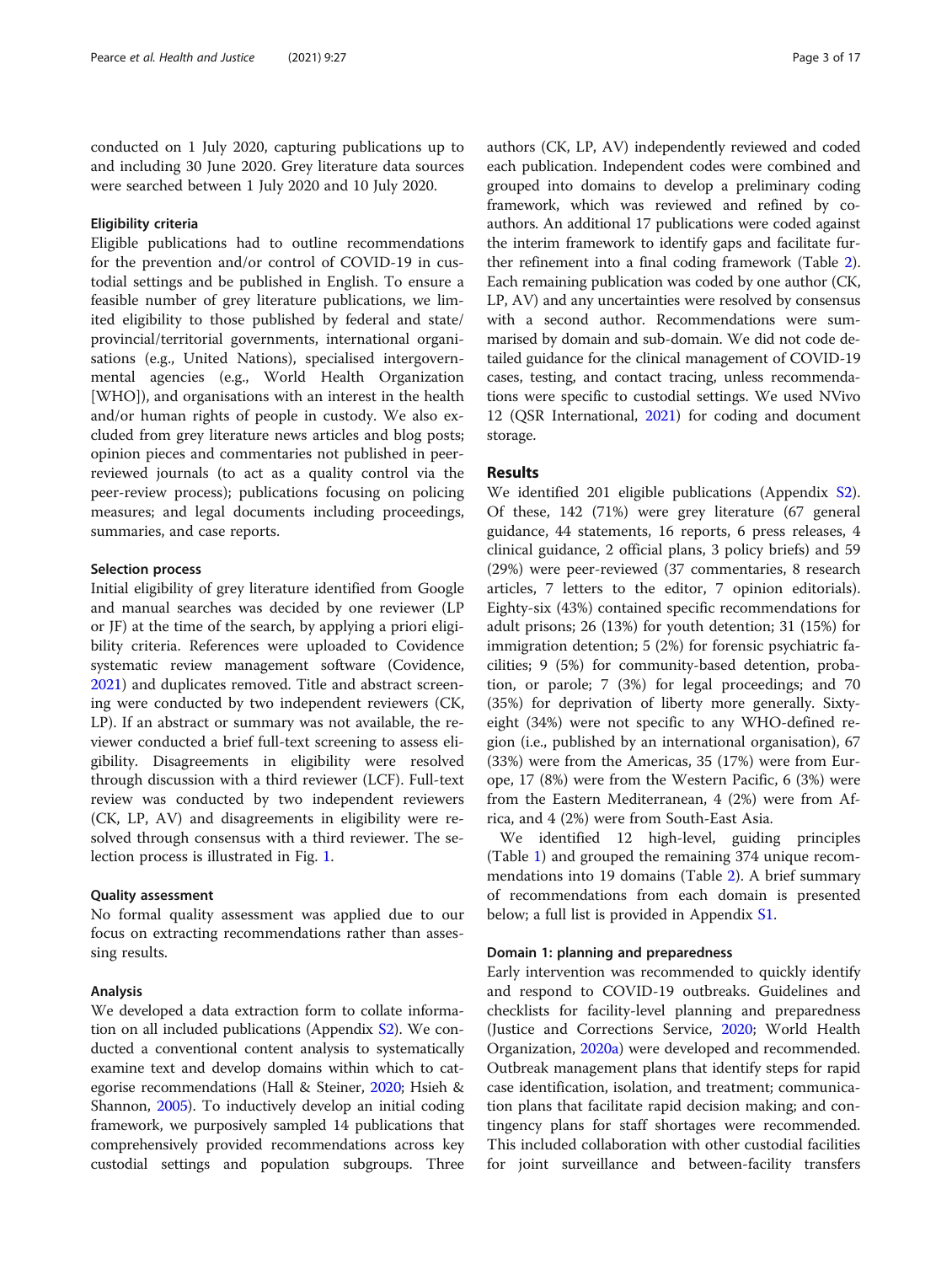conducted on 1 July 2020, capturing publications up to and including 30 June 2020. Grey literature data sources were searched between 1 July 2020 and 10 July 2020.

#### Eligibility criteria

Eligible publications had to outline recommendations for the prevention and/or control of COVID-19 in custodial settings and be published in English. To ensure a feasible number of grey literature publications, we limited eligibility to those published by federal and state/provincial/territorial governments, international organisations (e.g., United Nations), specialised intergovernmental agencies (e.g., World Health Organization [WHO]), and organisations with an interest in the health and/or human rights of people in custody. We also excluded from grey literature news articles and blog posts; opinion pieces and commentaries not published in peer-reviewed journals (to act as a quality control via the peer-review process); publications focusing on policing measures; and legal documents including proceedings, summaries, and case reports.

#### Selection process

Initial eligibility of grey literature identified from Google and manual searches was decided by one reviewer (LP or JF) at the time of the search, by applying a priori eligibility criteria. References were uploaded to Covidence systematic review management software (Covidence, 2021) and duplicates removed. Title and abstract screening were conducted by two independent reviewers (CK, LP). If an abstract or summary was not available, the reviewer conducted a brief full-text screening to assess eligibility. Disagreements in eligibility were resolved through discussion with a third reviewer (LCF). Full-text review was conducted by two independent reviewers (CK, LP, AV) and disagreements in eligibility were resolved through consensus with a third reviewer. The selection process is illustrated in Fig. 1.

#### Quality assessment

No formal quality assessment was applied due to our focus on extracting recommendations rather than assessing results.

#### Analysis

We developed a data extraction form to collate information on all included publications (Appendix S2). We conducted a conventional content analysis to systematically examine text and develop domains within which to categorise recommendations (Hall & Steiner, 2020; Hsieh & Shannon, 2005). To inductively develop an initial coding framework, we purposively sampled 14 publications that comprehensively provided recommendations across key custodial settings and population subgroups. Three authors (CK, LP, AV) independently reviewed and coded each publication. Independent codes were combined and grouped into domains to develop a preliminary coding framework, which was reviewed and refined by co-authors. An additional 17 publications were coded against the interim framework to identify gaps and facilitate further refinement into a final coding framework (Table 2). Each remaining publication was coded by one author (CK, LP, AV) and any uncertainties were resolved by consensus with a second author. Recommendations were summarised by domain and sub-domain. We did not code detailed guidance for the clinical management of COVID-19 cases, testing, and contact tracing, unless recommendations were specific to custodial settings. We used NVivo 12 (QSR International, 2021) for coding and document storage.

## Results

We identified 201 eligible publications (Appendix S2). Of these, 142 (71%) were grey literature (67 general guidance, 44 statements, 16 reports, 6 press releases, 4 clinical guidance, 2 official plans, 3 policy briefs) and 59 (29%) were peer-reviewed (37 commentaries, 8 research articles, 7 letters to the editor, 7 opinion editorials). Eighty-six (43%) contained specific recommendations for adult prisons; 26 (13%) for youth detention; 31 (15%) for immigration detention; 5 (2%) for forensic psychiatric facilities; 9 (5%) for community-based detention, probation, or parole; 7 (3%) for legal proceedings; and 70 (35%) for deprivation of liberty more generally. Sixty-eight (34%) were not specific to any WHO-defined region (i.e., published by an international organisation), 67 (33%) were from the Americas, 35 (17%) were from Europe, 17 (8%) were from the Western Pacific, 6 (3%) were from the Eastern Mediterranean, 4 (2%) were from Africa, and 4 (2%) were from South-East Asia.

We identified 12 high-level, guiding principles (Table 1) and grouped the remaining 374 unique recommendations into 19 domains (Table 2). A brief summary of recommendations from each domain is presented below; a full list is provided in Appendix S1.

#### Domain 1: planning and preparedness

Early intervention was recommended to quickly identify and respond to COVID-19 outbreaks. Guidelines and checklists for facility-level planning and preparedness (Justice and Corrections Service, 2020; World Health Organization, 2020a) were developed and recommended. Outbreak management plans that identify steps for rapid case identification, isolation, and treatment; communication plans that facilitate rapid decision making; and contingency plans for staff shortages were recommended. This included collaboration with other custodial facilities for joint surveillance and between-facility transfers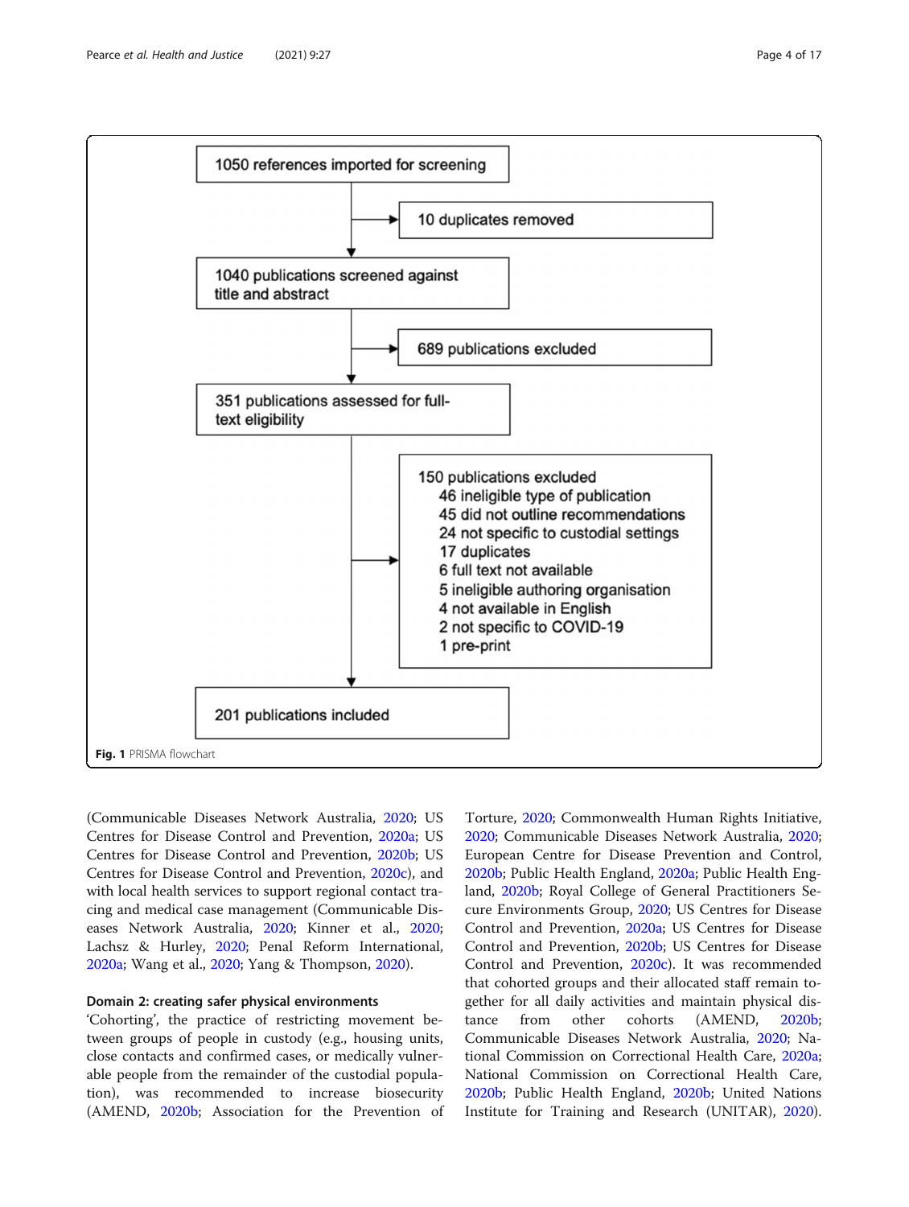1050 references imported for screening

→ 10 duplicates removed

1040 publications screened against title and abstract

→ 689 publications excluded

351 publications assessed for full-text eligibility

→ 150 publications excluded
- 46 ineligible type of publication
- 45 did not outline recommendations
- 24 not specific to custodial settings
- 17 duplicates
- 6 full text not available
- 5 ineligible authoring organisation
- 4 not available in English
- 2 not specific to COVID-19
- 1 pre-print

201 publications included

**Fig. 1** PRISMA flowchart

(Communicable Diseases Network Australia, 2020; US Centres for Disease Control and Prevention, 2020a; US Centres for Disease Control and Prevention, 2020b; US Centres for Disease Control and Prevention, 2020c), and with local health services to support regional contact tracing and medical case management (Communicable Diseases Network Australia, 2020; Kinner et al., 2020; Lachsz & Hurley, 2020; Penal Reform International, 2020a; Wang et al., 2020; Yang & Thompson, 2020).

#### Domain 2: creating safer physical environments

'Cohorting', the practice of restricting movement between groups of people in custody (e.g., housing units, close contacts and confirmed cases, or medically vulnerable people from the remainder of the custodial population), was recommended to increase biosecurity (AMEND, 2020b; Association for the Prevention of Torture, 2020; Commonwealth Human Rights Initiative, 2020; Communicable Diseases Network Australia, 2020; European Centre for Disease Prevention and Control, 2020b; Public Health England, 2020a; Public Health England, 2020b; Royal College of General Practitioners Secure Environments Group, 2020; US Centres for Disease Control and Prevention, 2020a; US Centres for Disease Control and Prevention, 2020b; US Centres for Disease Control and Prevention, 2020c). It was recommended that cohorted groups and their allocated staff remain together for all daily activities and maintain physical distance from other cohorts (AMEND, 2020b; Communicable Diseases Network Australia, 2020; National Commission on Correctional Health Care, 2020a; National Commission on Correctional Health Care, 2020b; Public Health England, 2020b; United Nations Institute for Training and Research (UNITAR), 2020).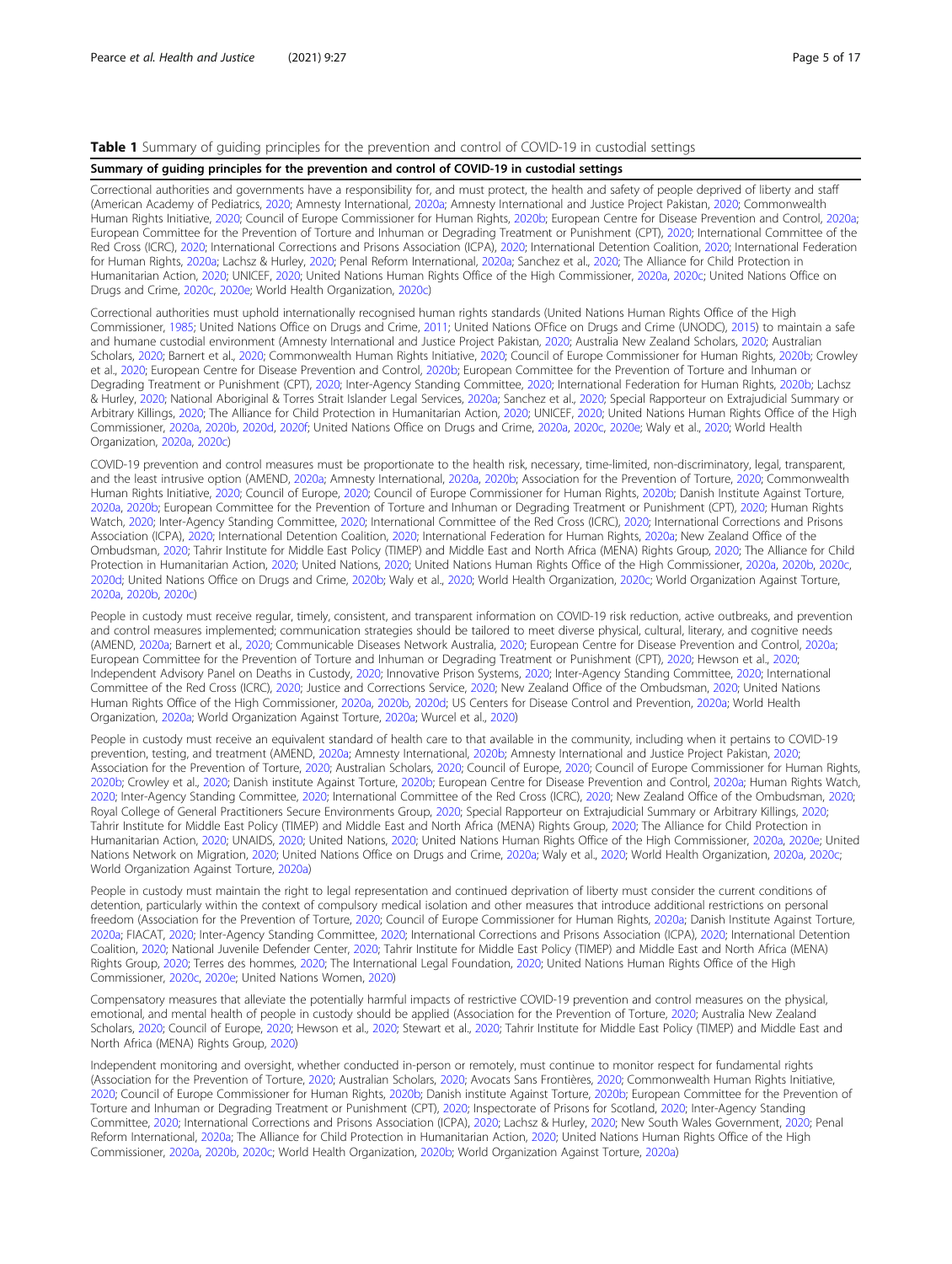**Table 1** Summary of guiding principles for the prevention and control of COVID-19 in custodial settings

| Summary of guiding principles for the prevention and control of COVID-19 in custodial settings |
| --- |
| Correctional authorities and governments have a responsibility for, and must protect, the health and safety of people deprived of liberty and staff (American Academy of Pediatrics, 2020; Amnesty International, 2020a; Amnesty International and Justice Project Pakistan, 2020; Commonwealth Human Rights Initiative, 2020; Council of Europe Commissioner for Human Rights, 2020b; European Centre for Disease Prevention and Control, 2020a; European Committee for the Prevention of Torture and Inhuman or Degrading Treatment or Punishment (CPT), 2020; International Committee of the Red Cross (ICRC), 2020; International Corrections and Prisons Association (ICPA), 2020; International Detention Coalition, 2020; International Federation for Human Rights, 2020a; Lachsz & Hurley, 2020; Penal Reform International, 2020a; Sanchez et al., 2020; The Alliance for Child Protection in Humanitarian Action, 2020; UNICEF, 2020; United Nations Human Rights Office of the High Commissioner, 2020a, 2020c; United Nations Office on Drugs and Crime, 2020c, 2020e; World Health Organization, 2020c) |
| Correctional authorities must uphold internationally recognised human rights standards (United Nations Human Rights Office of the High Commissioner, 1985; United Nations Office on Drugs and Crime, 2011; United Nations OFfice on Drugs and Crime (UNODC), 2015) to maintain a safe and humane custodial environment (Amnesty International and Justice Project Pakistan, 2020; Australia New Zealand Scholars, 2020; Australian Scholars, 2020; Barnert et al., 2020; Commonwealth Human Rights Initiative, 2020; Council of Europe Commissioner for Human Rights, 2020b; Crowley et al., 2020; European Centre for Disease Prevention and Control, 2020b; European Committee for the Prevention of Torture and Inhuman or Degrading Treatment or Punishment (CPT), 2020; Inter-Agency Standing Committee, 2020; International Federation for Human Rights, 2020b; Lachsz & Hurley, 2020; National Aboriginal & Torres Strait Islander Legal Services, 2020a; Sanchez et al., 2020; Special Rapporteur on Extrajudicial Summary or Arbitrary Killings, 2020; The Alliance for Child Protection in Humanitarian Action, 2020; UNICEF, 2020; United Nations Human Rights Office of the High Commissioner, 2020a, 2020b, 2020d, 2020f; United Nations Office on Drugs and Crime, 2020a, 2020c, 2020e; Waly et al., 2020; World Health Organization, 2020a, 2020c) |
| COVID-19 prevention and control measures must be proportionate to the health risk, necessary, time-limited, non-discriminatory, legal, transparent, and the least intrusive option (AMEND, 2020a; Amnesty International, 2020a, 2020b; Association for the Prevention of Torture, 2020; Commonwealth Human Rights Initiative, 2020; Council of Europe, 2020; Council of Europe Commissioner for Human Rights, 2020b; Danish Institute Against Torture, 2020a, 2020b; European Committee for the Prevention of Torture and Inhuman or Degrading Treatment or Punishment (CPT), 2020; Human Rights Watch, 2020; Inter-Agency Standing Committee, 2020; International Committee of the Red Cross (ICRC), 2020; International Corrections and Prisons Association (ICPA), 2020; International Detention Coalition, 2020; International Federation for Human Rights, 2020a; New Zealand Office of the Ombudsman, 2020; Tahrir Institute for Middle East Policy (TIMEP) and Middle East and North Africa (MENA) Rights Group, 2020; The Alliance for Child Protection in Humanitarian Action, 2020; United Nations, 2020; United Nations Human Rights Office of the High Commissioner, 2020a, 2020b, 2020c, 2020d; United Nations Office on Drugs and Crime, 2020b; Waly et al., 2020; World Health Organization, 2020c; World Organization Against Torture, 2020a, 2020b, 2020c) |
| People in custody must receive regular, timely, consistent, and transparent information on COVID-19 risk reduction, active outbreaks, and prevention and control measures implemented; communication strategies should be tailored to meet diverse physical, cultural, literary, and cognitive needs (AMEND, 2020a; Barnert et al., 2020; Communicable Diseases Network Australia, 2020; European Centre for Disease Prevention and Control, 2020a; European Committee for the Prevention of Torture and Inhuman or Degrading Treatment or Punishment (CPT), 2020; Hewson et al., 2020; Independent Advisory Panel on Deaths in Custody, 2020; Innovative Prison Systems, 2020; Inter-Agency Standing Committee, 2020; International Committee of the Red Cross (ICRC), 2020; Justice and Corrections Service, 2020; New Zealand Office of the Ombudsman, 2020; United Nations Human Rights Office of the High Commissioner, 2020a, 2020b, 2020d; US Centers for Disease Control and Prevention, 2020a; World Health Organization, 2020a; World Organization Against Torture, 2020a; Wurcel et al., 2020) |
| People in custody must receive an equivalent standard of health care to that available in the community, including when it pertains to COVID-19 prevention, testing, and treatment (AMEND, 2020a; Amnesty International, 2020b; Amnesty International and Justice Project Pakistan, 2020; Association for the Prevention of Torture, 2020; Australian Scholars, 2020; Council of Europe, 2020; Council of Europe Commissioner for Human Rights, 2020b; Crowley et al., 2020; Danish institute Against Torture, 2020b; European Centre for Disease Prevention and Control, 2020a; Human Rights Watch, 2020; Inter-Agency Standing Committee, 2020; International Committee of the Red Cross (ICRC), 2020; New Zealand Office of the Ombudsman, 2020; Royal College of General Practitioners Secure Environments Group, 2020; Special Rapporteur on Extrajudicial Summary or Arbitrary Killings, 2020; Tahrir Institute for Middle East Policy (TIMEP) and Middle East and North Africa (MENA) Rights Group, 2020; The Alliance for Child Protection in Humanitarian Action, 2020; UNAIDS, 2020; United Nations, 2020; United Nations Human Rights Office of the High Commissioner, 2020a, 2020e; United Nations Network on Migration, 2020; United Nations Office on Drugs and Crime, 2020a; Waly et al., 2020; World Health Organization, 2020a, 2020c; World Organization Against Torture, 2020a) |
| People in custody must maintain the right to legal representation and continued deprivation of liberty must consider the current conditions of detention, particularly within the context of compulsory medical isolation and other measures that introduce additional restrictions on personal freedom (Association for the Prevention of Torture, 2020; Council of Europe Commissioner for Human Rights, 2020a; Danish Institute Against Torture, 2020a; FIACAT, 2020; Inter-Agency Standing Committee, 2020; International Corrections and Prisons Association (ICPA), 2020; International Detention Coalition, 2020; National Juvenile Defender Center, 2020; Tahrir Institute for Middle East Policy (TIMEP) and Middle East and North Africa (MENA) Rights Group, 2020; Terres des hommes, 2020; The International Legal Foundation, 2020; United Nations Human Rights Office of the High Commissioner, 2020c, 2020e; United Nations Women, 2020) |
| Compensatory measures that alleviate the potentially harmful impacts of restrictive COVID-19 prevention and control measures on the physical, emotional, and mental health of people in custody should be applied (Association for the Prevention of Torture, 2020; Australia New Zealand Scholars, 2020; Council of Europe, 2020; Hewson et al., 2020; Stewart et al., 2020; Tahrir Institute for Middle East Policy (TIMEP) and Middle East and North Africa (MENA) Rights Group, 2020) |
| Independent monitoring and oversight, whether conducted in-person or remotely, must continue to monitor respect for fundamental rights (Association for the Prevention of Torture, 2020; Australian Scholars, 2020; Avocats Sans Frontières, 2020; Commonwealth Human Rights Initiative, 2020; Council of Europe Commissioner for Human Rights, 2020b; Danish institute Against Torture, 2020b; European Committee for the Prevention of Torture and Inhuman or Degrading Treatment or Punishment (CPT), 2020; Inspectorate of Prisons for Scotland, 2020; Inter-Agency Standing Committee, 2020; International Corrections and Prisons Association (ICPA), 2020; Lachsz & Hurley, 2020; New South Wales Government, 2020; Penal Reform International, 2020a; The Alliance for Child Protection in Humanitarian Action, 2020; United Nations Human Rights Office of the High Commissioner, 2020a, 2020b, 2020c; World Health Organization, 2020b; World Organization Against Torture, 2020a) |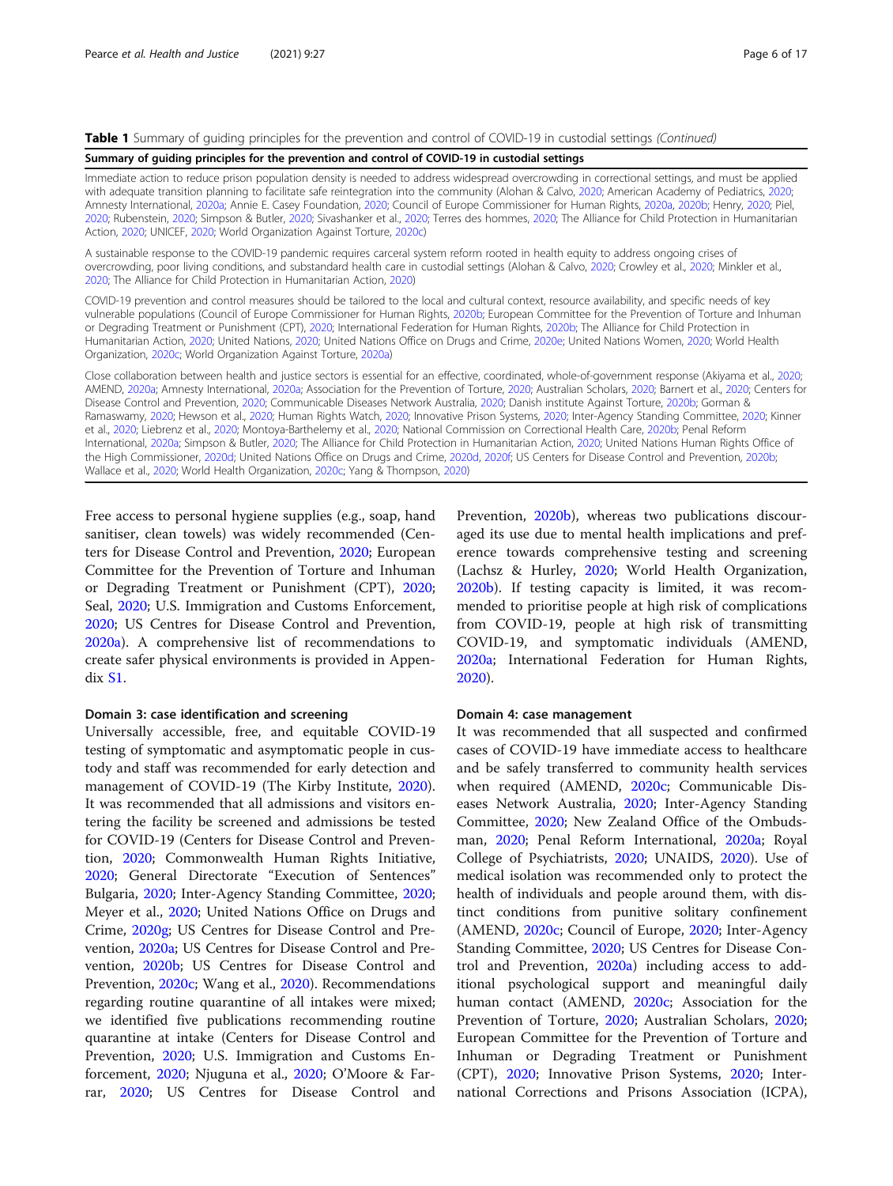**Table 1** Summary of guiding principles for the prevention and control of COVID-19 in custodial settings *(Continued)*

| Summary of guiding principles for the prevention and control of COVID-19 in custodial settings |
|---|
| Immediate action to reduce prison population density is needed to address widespread overcrowding in correctional settings, and must be applied with adequate transition planning to facilitate safe reintegration into the community (Alohan & Calvo, 2020; American Academy of Pediatrics, 2020; Amnesty International, 2020a; Annie E. Casey Foundation, 2020; Council of Europe Commissioner for Human Rights, 2020a, 2020b; Henry, 2020; Piel, 2020; Rubenstein, 2020; Simpson & Butler, 2020; Sivashanker et al., 2020; Terres des hommes, 2020; The Alliance for Child Protection in Humanitarian Action, 2020; UNICEF, 2020; World Organization Against Torture, 2020c) |
| A sustainable response to the COVID-19 pandemic requires carceral system reform rooted in health equity to address ongoing crises of overcrowding, poor living conditions, and substandard health care in custodial settings (Alohan & Calvo, 2020; Crowley et al., 2020; Minkler et al., 2020; The Alliance for Child Protection in Humanitarian Action, 2020) |
| COVID-19 prevention and control measures should be tailored to the local and cultural context, resource availability, and specific needs of key vulnerable populations (Council of Europe Commissioner for Human Rights, 2020b; European Committee for the Prevention of Torture and Inhuman or Degrading Treatment or Punishment (CPT), 2020; International Federation for Human Rights, 2020b; The Alliance for Child Protection in Humanitarian Action, 2020; United Nations, 2020; United Nations Office on Drugs and Crime, 2020e; United Nations Women, 2020; World Health Organization, 2020c; World Organization Against Torture, 2020a) |
| Close collaboration between health and justice sectors is essential for an effective, coordinated, whole-of-government response (Akiyama et al., 2020; AMEND, 2020a; Amnesty International, 2020a; Association for the Prevention of Torture, 2020; Australian Scholars, 2020; Barnert et al., 2020; Centers for Disease Control and Prevention, 2020; Communicable Diseases Network Australia, 2020; Danish institute Against Torture, 2020b; Gorman & Ramaswamy, 2020; Hewson et al., 2020; Human Rights Watch, 2020; Innovative Prison Systems, 2020; Inter-Agency Standing Committee, 2020; Kinner et al., 2020; Liebrenz et al., 2020; Montoya-Barthelemy et al., 2020; National Commission on Correctional Health Care, 2020b; Penal Reform International, 2020a; Simpson & Butler, 2020; The Alliance for Child Protection in Humanitarian Action, 2020; United Nations Human Rights Office of the High Commissioner, 2020d; United Nations Office on Drugs and Crime, 2020d, 2020f; US Centers for Disease Control and Prevention, 2020b; Wallace et al., 2020; World Health Organization, 2020c; Yang & Thompson, 2020) |

Free access to personal hygiene supplies (e.g., soap, hand sanitiser, clean towels) was widely recommended (Centers for Disease Control and Prevention, 2020; European Committee for the Prevention of Torture and Inhuman or Degrading Treatment or Punishment (CPT), 2020; Seal, 2020; U.S. Immigration and Customs Enforcement, 2020; US Centres for Disease Control and Prevention, 2020a). A comprehensive list of recommendations to create safer physical environments is provided in Appendix S1.

#### Domain 3: case identification and screening

Universally accessible, free, and equitable COVID-19 testing of symptomatic and asymptomatic people in custody and staff was recommended for early detection and management of COVID-19 (The Kirby Institute, 2020). It was recommended that all admissions and visitors entering the facility be screened and admissions be tested for COVID-19 (Centers for Disease Control and Prevention, 2020; Commonwealth Human Rights Initiative, 2020; General Directorate "Execution of Sentences" Bulgaria, 2020; Inter-Agency Standing Committee, 2020; Meyer et al., 2020; United Nations Office on Drugs and Crime, 2020g; US Centres for Disease Control and Prevention, 2020a; US Centres for Disease Control and Prevention, 2020b; US Centres for Disease Control and Prevention, 2020c; Wang et al., 2020). Recommendations regarding routine quarantine of all intakes were mixed; we identified five publications recommending routine quarantine at intake (Centers for Disease Control and Prevention, 2020; U.S. Immigration and Customs Enforcement, 2020; Njuguna et al., 2020; O'Moore & Farrar, 2020; US Centres for Disease Control and Prevention, 2020b), whereas two publications discouraged its use due to mental health implications and preference towards comprehensive testing and screening (Lachsz & Hurley, 2020; World Health Organization, 2020b). If testing capacity is limited, it was recommended to prioritise people at high risk of complications from COVID-19, people at high risk of transmitting COVID-19, and symptomatic individuals (AMEND, 2020a; International Federation for Human Rights, 2020).

#### Domain 4: case management

It was recommended that all suspected and confirmed cases of COVID-19 have immediate access to healthcare and be safely transferred to community health services when required (AMEND, 2020c; Communicable Diseases Network Australia, 2020; Inter-Agency Standing Committee, 2020; New Zealand Office of the Ombudsman, 2020; Penal Reform International, 2020a; Royal College of Psychiatrists, 2020; UNAIDS, 2020). Use of medical isolation was recommended only to protect the health of individuals and people around them, with distinct conditions from punitive solitary confinement (AMEND, 2020c; Council of Europe, 2020; Inter-Agency Standing Committee, 2020; US Centres for Disease Control and Prevention, 2020a) including access to additional psychological support and meaningful daily human contact (AMEND, 2020c; Association for the Prevention of Torture, 2020; Australian Scholars, 2020; European Committee for the Prevention of Torture and Inhuman or Degrading Treatment or Punishment (CPT), 2020; Innovative Prison Systems, 2020; International Corrections and Prisons Association (ICPA),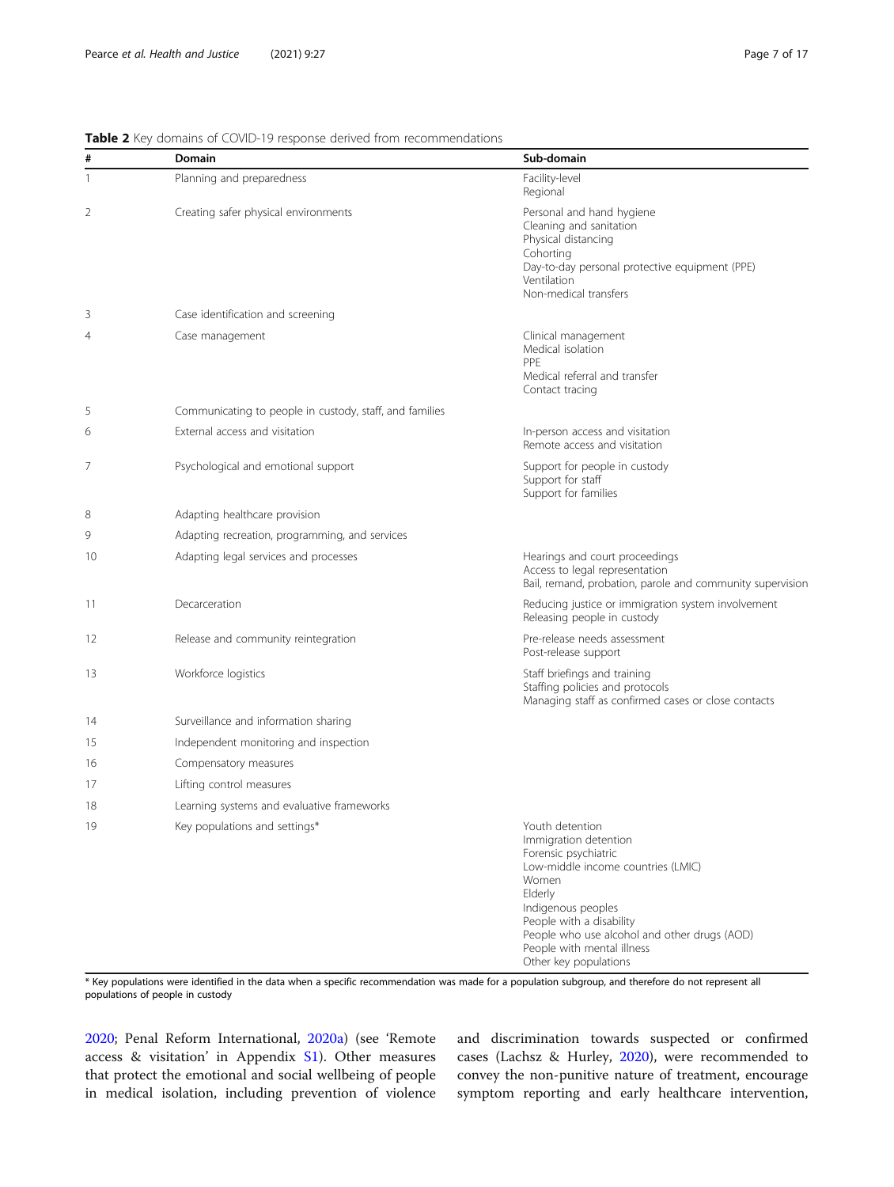**Table 2** Key domains of COVID-19 response derived from recommendations

| # | Domain | Sub-domain |
| --- | --- | --- |
| 1 | Planning and preparedness | Facility-level<br>Regional |
| 2 | Creating safer physical environments | Personal and hand hygiene<br>Cleaning and sanitation<br>Physical distancing<br>Cohorting<br>Day-to-day personal protective equipment (PPE)<br>Ventilation<br>Non-medical transfers |
| 3 | Case identification and screening | |
| 4 | Case management | Clinical management<br>Medical isolation<br>PPE<br>Medical referral and transfer<br>Contact tracing |
| 5 | Communicating to people in custody, staff, and families | |
| 6 | External access and visitation | In-person access and visitation<br>Remote access and visitation |
| 7 | Psychological and emotional support | Support for people in custody<br>Support for staff<br>Support for families |
| 8 | Adapting healthcare provision | |
| 9 | Adapting recreation, programming, and services | |
| 10 | Adapting legal services and processes | Hearings and court proceedings<br>Access to legal representation<br>Bail, remand, probation, parole and community supervision |
| 11 | Decarceration | Reducing justice or immigration system involvement<br>Releasing people in custody |
| 12 | Release and community reintegration | Pre-release needs assessment<br>Post-release support |
| 13 | Workforce logistics | Staff briefings and training<br>Staffing policies and protocols<br>Managing staff as confirmed cases or close contacts |
| 14 | Surveillance and information sharing | |
| 15 | Independent monitoring and inspection | |
| 16 | Compensatory measures | |
| 17 | Lifting control measures | |
| 18 | Learning systems and evaluative frameworks | |
| 19 | Key populations and settings* | Youth detention<br>Immigration detention<br>Forensic psychiatric<br>Low-middle income countries (LMIC)<br>Women<br>Elderly<br>Indigenous peoples<br>People with a disability<br>People who use alcohol and other drugs (AOD)<br>People with mental illness<br>Other key populations |

\* Key populations were identified in the data when a specific recommendation was made for a population subgroup, and therefore do not represent all populations of people in custody

2020; Penal Reform International, 2020a) (see 'Remote access & visitation' in Appendix S1). Other measures that protect the emotional and social wellbeing of people in medical isolation, including prevention of violence and discrimination towards suspected or confirmed cases (Lachsz & Hurley, 2020), were recommended to convey the non-punitive nature of treatment, encourage symptom reporting and early healthcare intervention,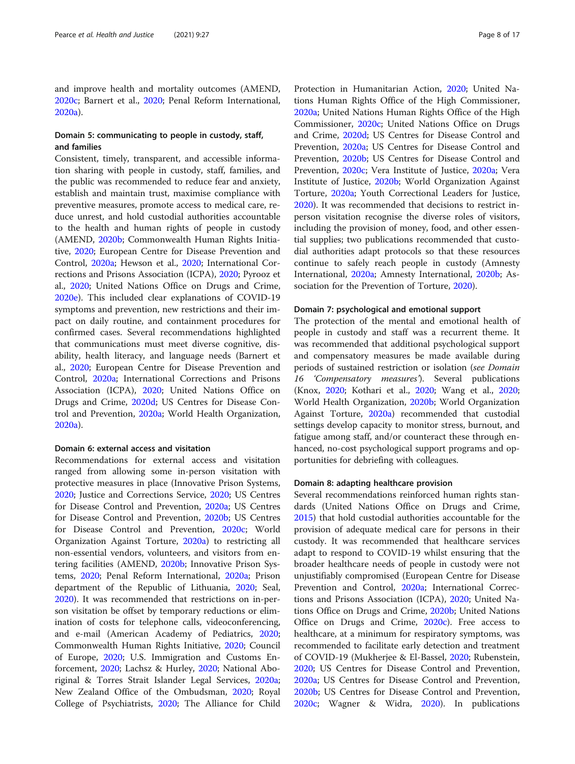and improve health and mortality outcomes (AMEND, 2020c; Barnert et al., 2020; Penal Reform International, 2020a).

### Domain 5: communicating to people in custody, staff, and families

Consistent, timely, transparent, and accessible information sharing with people in custody, staff, families, and the public was recommended to reduce fear and anxiety, establish and maintain trust, maximise compliance with preventive measures, promote access to medical care, reduce unrest, and hold custodial authorities accountable to the health and human rights of people in custody (AMEND, 2020b; Commonwealth Human Rights Initiative, 2020; European Centre for Disease Prevention and Control, 2020a; Hewson et al., 2020; International Corrections and Prisons Association (ICPA), 2020; Pyrooz et al., 2020; United Nations Office on Drugs and Crime, 2020e). This included clear explanations of COVID-19 symptoms and prevention, new restrictions and their impact on daily routine, and containment procedures for confirmed cases. Several recommendations highlighted that communications must meet diverse cognitive, disability, health literacy, and language needs (Barnert et al., 2020; European Centre for Disease Prevention and Control, 2020a; International Corrections and Prisons Association (ICPA), 2020; United Nations Office on Drugs and Crime, 2020d; US Centres for Disease Control and Prevention, 2020a; World Health Organization, 2020a).

### Domain 6: external access and visitation

Recommendations for external access and visitation ranged from allowing some in-person visitation with protective measures in place (Innovative Prison Systems, 2020; Justice and Corrections Service, 2020; US Centres for Disease Control and Prevention, 2020a; US Centres for Disease Control and Prevention, 2020b; US Centres for Disease Control and Prevention, 2020c; World Organization Against Torture, 2020a) to restricting all non-essential vendors, volunteers, and visitors from entering facilities (AMEND, 2020b; Innovative Prison Systems, 2020; Penal Reform International, 2020a; Prison department of the Republic of Lithuania, 2020; Seal, 2020). It was recommended that restrictions on in-person visitation be offset by temporary reductions or elimination of costs for telephone calls, videoconferencing, and e-mail (American Academy of Pediatrics, 2020; Commonwealth Human Rights Initiative, 2020; Council of Europe, 2020; U.S. Immigration and Customs Enforcement, 2020; Lachsz & Hurley, 2020; National Aboriginal & Torres Strait Islander Legal Services, 2020a; New Zealand Office of the Ombudsman, 2020; Royal College of Psychiatrists, 2020; The Alliance for Child Protection in Humanitarian Action, 2020; United Nations Human Rights Office of the High Commissioner, 2020a; United Nations Human Rights Office of the High Commissioner, 2020c; United Nations Office on Drugs and Crime, 2020d; US Centres for Disease Control and Prevention, 2020a; US Centres for Disease Control and Prevention, 2020b; US Centres for Disease Control and Prevention, 2020c; Vera Institute of Justice, 2020a; Vera Institute of Justice, 2020b; World Organization Against Torture, 2020a; Youth Correctional Leaders for Justice, 2020). It was recommended that decisions to restrict in-person visitation recognise the diverse roles of visitors, including the provision of money, food, and other essential supplies; two publications recommended that custodial authorities adapt protocols so that these resources continue to safely reach people in custody (Amnesty International, 2020a; Amnesty International, 2020b; Association for the Prevention of Torture, 2020).

### Domain 7: psychological and emotional support

The protection of the mental and emotional health of people in custody and staff was a recurrent theme. It was recommended that additional psychological support and compensatory measures be made available during periods of sustained restriction or isolation (*see Domain 16 'Compensatory measures'*). Several publications (Knox, 2020; Kothari et al., 2020; Wang et al., 2020; World Health Organization, 2020b; World Organization Against Torture, 2020a) recommended that custodial settings develop capacity to monitor stress, burnout, and fatigue among staff, and/or counteract these through enhanced, no-cost psychological support programs and opportunities for debriefing with colleagues.

### Domain 8: adapting healthcare provision

Several recommendations reinforced human rights standards (United Nations Office on Drugs and Crime, 2015) that hold custodial authorities accountable for the provision of adequate medical care for persons in their custody. It was recommended that healthcare services adapt to respond to COVID-19 whilst ensuring that the broader healthcare needs of people in custody were not unjustifiably compromised (European Centre for Disease Prevention and Control, 2020a; International Corrections and Prisons Association (ICPA), 2020; United Nations Office on Drugs and Crime, 2020b; United Nations Office on Drugs and Crime, 2020c). Free access to healthcare, at a minimum for respiratory symptoms, was recommended to facilitate early detection and treatment of COVID-19 (Mukherjee & El-Bassel, 2020; Rubenstein, 2020; US Centres for Disease Control and Prevention, 2020a; US Centres for Disease Control and Prevention, 2020b; US Centres for Disease Control and Prevention, 2020c; Wagner & Widra, 2020). In publications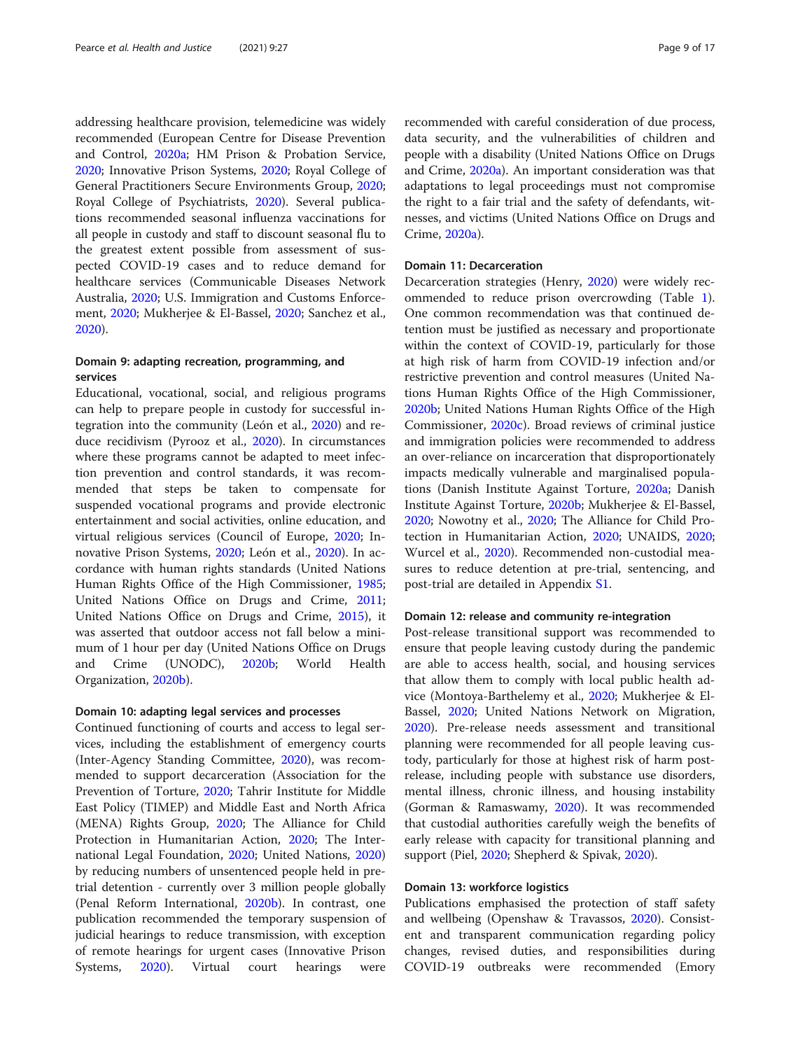addressing healthcare provision, telemedicine was widely recommended (European Centre for Disease Prevention and Control, 2020a; HM Prison & Probation Service, 2020; Innovative Prison Systems, 2020; Royal College of General Practitioners Secure Environments Group, 2020; Royal College of Psychiatrists, 2020). Several publications recommended seasonal influenza vaccinations for all people in custody and staff to discount seasonal flu to the greatest extent possible from assessment of suspected COVID-19 cases and to reduce demand for healthcare services (Communicable Diseases Network Australia, 2020; U.S. Immigration and Customs Enforcement, 2020; Mukherjee & El-Bassel, 2020; Sanchez et al., 2020).

#### Domain 9: adapting recreation, programming, and services

Educational, vocational, social, and religious programs can help to prepare people in custody for successful integration into the community (León et al., 2020) and reduce recidivism (Pyrooz et al., 2020). In circumstances where these programs cannot be adapted to meet infection prevention and control standards, it was recommended that steps be taken to compensate for suspended vocational programs and provide electronic entertainment and social activities, online education, and virtual religious services (Council of Europe, 2020; Innovative Prison Systems, 2020; León et al., 2020). In accordance with human rights standards (United Nations Human Rights Office of the High Commissioner, 1985; United Nations Office on Drugs and Crime, 2011; United Nations Office on Drugs and Crime, 2015), it was asserted that outdoor access not fall below a minimum of 1 hour per day (United Nations Office on Drugs and Crime (UNODC), 2020b; World Health Organization, 2020b).

#### Domain 10: adapting legal services and processes

Continued functioning of courts and access to legal services, including the establishment of emergency courts (Inter-Agency Standing Committee, 2020), was recommended to support decarceration (Association for the Prevention of Torture, 2020; Tahrir Institute for Middle East Policy (TIMEP) and Middle East and North Africa (MENA) Rights Group, 2020; The Alliance for Child Protection in Humanitarian Action, 2020; The International Legal Foundation, 2020; United Nations, 2020) by reducing numbers of unsentenced people held in pretrial detention - currently over 3 million people globally (Penal Reform International, 2020b). In contrast, one publication recommended the temporary suspension of judicial hearings to reduce transmission, with exception of remote hearings for urgent cases (Innovative Prison Systems, 2020). Virtual court hearings were recommended with careful consideration of due process, data security, and the vulnerabilities of children and people with a disability (United Nations Office on Drugs and Crime, 2020a). An important consideration was that adaptations to legal proceedings must not compromise the right to a fair trial and the safety of defendants, witnesses, and victims (United Nations Office on Drugs and Crime, 2020a).

#### Domain 11: Decarceration

Decarceration strategies (Henry, 2020) were widely recommended to reduce prison overcrowding (Table 1). One common recommendation was that continued detention must be justified as necessary and proportionate within the context of COVID-19, particularly for those at high risk of harm from COVID-19 infection and/or restrictive prevention and control measures (United Nations Human Rights Office of the High Commissioner, 2020b; United Nations Human Rights Office of the High Commissioner, 2020c). Broad reviews of criminal justice and immigration policies were recommended to address an over-reliance on incarceration that disproportionately impacts medically vulnerable and marginalised populations (Danish Institute Against Torture, 2020a; Danish Institute Against Torture, 2020b; Mukherjee & El-Bassel, 2020; Nowotny et al., 2020; The Alliance for Child Protection in Humanitarian Action, 2020; UNAIDS, 2020; Wurcel et al., 2020). Recommended non-custodial measures to reduce detention at pre-trial, sentencing, and post-trial are detailed in Appendix S1.

#### Domain 12: release and community re-integration

Post-release transitional support was recommended to ensure that people leaving custody during the pandemic are able to access health, social, and housing services that allow them to comply with local public health advice (Montoya-Barthelemy et al., 2020; Mukherjee & El-Bassel, 2020; United Nations Network on Migration, 2020). Pre-release needs assessment and transitional planning were recommended for all people leaving custody, particularly for those at highest risk of harm post-release, including people with substance use disorders, mental illness, chronic illness, and housing instability (Gorman & Ramaswamy, 2020). It was recommended that custodial authorities carefully weigh the benefits of early release with capacity for transitional planning and support (Piel, 2020; Shepherd & Spivak, 2020).

#### Domain 13: workforce logistics

Publications emphasised the protection of staff safety and wellbeing (Openshaw & Travassos, 2020). Consistent and transparent communication regarding policy changes, revised duties, and responsibilities during COVID-19 outbreaks were recommended (Emory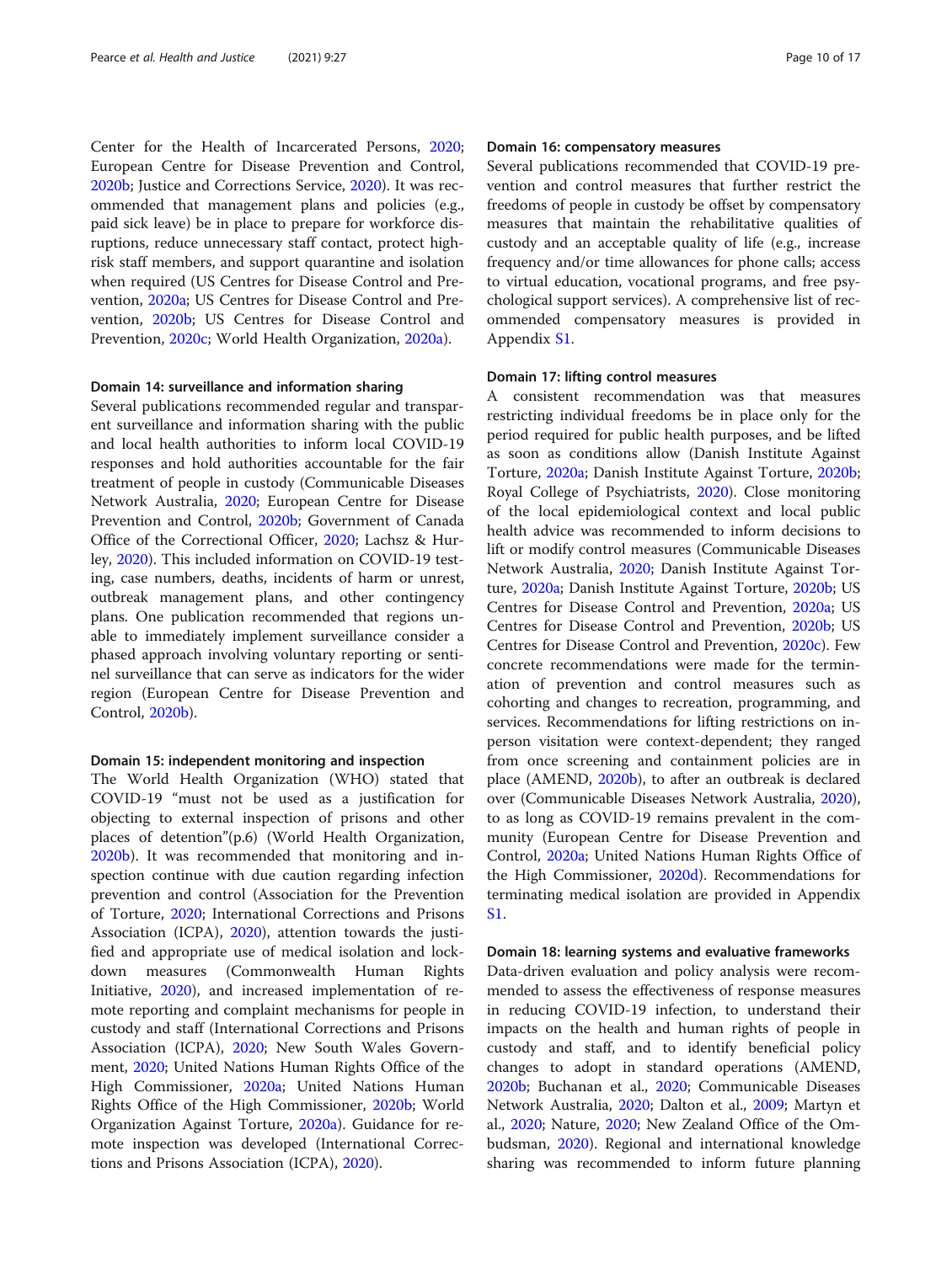Center for the Health of Incarcerated Persons, 2020; European Centre for Disease Prevention and Control, 2020b; Justice and Corrections Service, 2020). It was recommended that management plans and policies (e.g., paid sick leave) be in place to prepare for workforce disruptions, reduce unnecessary staff contact, protect high-risk staff members, and support quarantine and isolation when required (US Centres for Disease Control and Prevention, 2020a; US Centres for Disease Control and Prevention, 2020b; US Centres for Disease Control and Prevention, 2020c; World Health Organization, 2020a).

#### Domain 14: surveillance and information sharing

Several publications recommended regular and transparent surveillance and information sharing with the public and local health authorities to inform local COVID-19 responses and hold authorities accountable for the fair treatment of people in custody (Communicable Diseases Network Australia, 2020; European Centre for Disease Prevention and Control, 2020b; Government of Canada Office of the Correctional Officer, 2020; Lachsz & Hurley, 2020). This included information on COVID-19 testing, case numbers, deaths, incidents of harm or unrest, outbreak management plans, and other contingency plans. One publication recommended that regions unable to immediately implement surveillance consider a phased approach involving voluntary reporting or sentinel surveillance that can serve as indicators for the wider region (European Centre for Disease Prevention and Control, 2020b).

#### Domain 15: independent monitoring and inspection

The World Health Organization (WHO) stated that COVID-19 "must not be used as a justification for objecting to external inspection of prisons and other places of detention"(p.6) (World Health Organization, 2020b). It was recommended that monitoring and inspection continue with due caution regarding infection prevention and control (Association for the Prevention of Torture, 2020; International Corrections and Prisons Association (ICPA), 2020), attention towards the justified and appropriate use of medical isolation and lockdown measures (Commonwealth Human Rights Initiative, 2020), and increased implementation of remote reporting and complaint mechanisms for people in custody and staff (International Corrections and Prisons Association (ICPA), 2020; New South Wales Government, 2020; United Nations Human Rights Office of the High Commissioner, 2020a; United Nations Human Rights Office of the High Commissioner, 2020b; World Organization Against Torture, 2020a). Guidance for remote inspection was developed (International Corrections and Prisons Association (ICPA), 2020).

#### Domain 16: compensatory measures

Several publications recommended that COVID-19 prevention and control measures that further restrict the freedoms of people in custody be offset by compensatory measures that maintain the rehabilitative qualities of custody and an acceptable quality of life (e.g., increase frequency and/or time allowances for phone calls; access to virtual education, vocational programs, and free psychological support services). A comprehensive list of recommended compensatory measures is provided in Appendix S1.

#### Domain 17: lifting control measures

A consistent recommendation was that measures restricting individual freedoms be in place only for the period required for public health purposes, and be lifted as soon as conditions allow (Danish Institute Against Torture, 2020a; Danish Institute Against Torture, 2020b; Royal College of Psychiatrists, 2020). Close monitoring of the local epidemiological context and local public health advice was recommended to inform decisions to lift or modify control measures (Communicable Diseases Network Australia, 2020; Danish Institute Against Torture, 2020a; Danish Institute Against Torture, 2020b; US Centres for Disease Control and Prevention, 2020a; US Centres for Disease Control and Prevention, 2020b; US Centres for Disease Control and Prevention, 2020c). Few concrete recommendations were made for the termination of prevention and control measures such as cohorting and changes to recreation, programming, and services. Recommendations for lifting restrictions on in-person visitation were context-dependent; they ranged from once screening and containment policies are in place (AMEND, 2020b), to after an outbreak is declared over (Communicable Diseases Network Australia, 2020), to as long as COVID-19 remains prevalent in the community (European Centre for Disease Prevention and Control, 2020a; United Nations Human Rights Office of the High Commissioner, 2020d). Recommendations for terminating medical isolation are provided in Appendix S1.

#### Domain 18: learning systems and evaluative frameworks

Data-driven evaluation and policy analysis were recommended to assess the effectiveness of response measures in reducing COVID-19 infection, to understand their impacts on the health and human rights of people in custody and staff, and to identify beneficial policy changes to adopt in standard operations (AMEND, 2020b; Buchanan et al., 2020; Communicable Diseases Network Australia, 2020; Dalton et al., 2009; Martyn et al., 2020; Nature, 2020; New Zealand Office of the Ombudsman, 2020). Regional and international knowledge sharing was recommended to inform future planning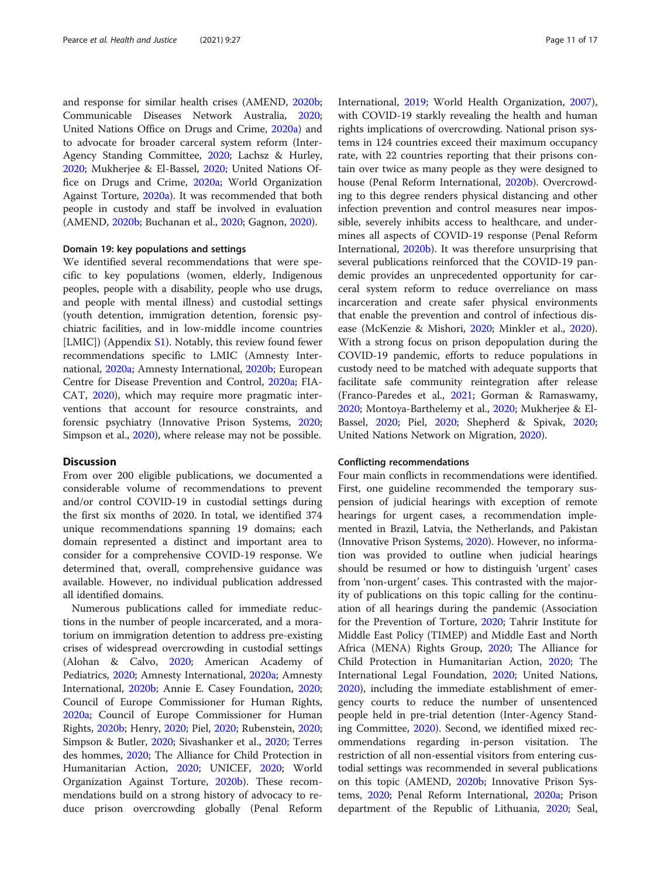and response for similar health crises (AMEND, 2020b; Communicable Diseases Network Australia, 2020; United Nations Office on Drugs and Crime, 2020a) and to advocate for broader carceral system reform (Inter-Agency Standing Committee, 2020; Lachsz & Hurley, 2020; Mukherjee & El-Bassel, 2020; United Nations Office on Drugs and Crime, 2020a; World Organization Against Torture, 2020a). It was recommended that both people in custody and staff be involved in evaluation (AMEND, 2020b; Buchanan et al., 2020; Gagnon, 2020).

#### Domain 19: key populations and settings

We identified several recommendations that were specific to key populations (women, elderly, Indigenous peoples, people with a disability, people who use drugs, and people with mental illness) and custodial settings (youth detention, immigration detention, forensic psychiatric facilities, and in low-middle income countries [LMIC]) (Appendix S1). Notably, this review found fewer recommendations specific to LMIC (Amnesty International, 2020a; Amnesty International, 2020b; European Centre for Disease Prevention and Control, 2020a; FIACAT, 2020), which may require more pragmatic interventions that account for resource constraints, and forensic psychiatry (Innovative Prison Systems, 2020; Simpson et al., 2020), where release may not be possible.

## Discussion

From over 200 eligible publications, we documented a considerable volume of recommendations to prevent and/or control COVID-19 in custodial settings during the first six months of 2020. In total, we identified 374 unique recommendations spanning 19 domains; each domain represented a distinct and important area to consider for a comprehensive COVID-19 response. We determined that, overall, comprehensive guidance was available. However, no individual publication addressed all identified domains.

Numerous publications called for immediate reductions in the number of people incarcerated, and a moratorium on immigration detention to address pre-existing crises of widespread overcrowding in custodial settings (Alohan & Calvo, 2020; American Academy of Pediatrics, 2020; Amnesty International, 2020a; Amnesty International, 2020b; Annie E. Casey Foundation, 2020; Council of Europe Commissioner for Human Rights, 2020a; Council of Europe Commissioner for Human Rights, 2020b; Henry, 2020; Piel, 2020; Rubenstein, 2020; Simpson & Butler, 2020; Sivashanker et al., 2020; Terres des hommes, 2020; The Alliance for Child Protection in Humanitarian Action, 2020; UNICEF, 2020; World Organization Against Torture, 2020b). These recommendations build on a strong history of advocacy to reduce prison overcrowding globally (Penal Reform International, 2019; World Health Organization, 2007), with COVID-19 starkly revealing the health and human rights implications of overcrowding. National prison systems in 124 countries exceed their maximum occupancy rate, with 22 countries reporting that their prisons contain over twice as many people as they were designed to house (Penal Reform International, 2020b). Overcrowding to this degree renders physical distancing and other infection prevention and control measures near impossible, severely inhibits access to healthcare, and undermines all aspects of COVID-19 response (Penal Reform International, 2020b). It was therefore unsurprising that several publications reinforced that the COVID-19 pandemic provides an unprecedented opportunity for carceral system reform to reduce overreliance on mass incarceration and create safer physical environments that enable the prevention and control of infectious disease (McKenzie & Mishori, 2020; Minkler et al., 2020). With a strong focus on prison depopulation during the COVID-19 pandemic, efforts to reduce populations in custody need to be matched with adequate supports that facilitate safe community reintegration after release (Franco-Paredes et al., 2021; Gorman & Ramaswamy, 2020; Montoya-Barthelemy et al., 2020; Mukherjee & El-Bassel, 2020; Piel, 2020; Shepherd & Spivak, 2020; United Nations Network on Migration, 2020).

### Conflicting recommendations

Four main conflicts in recommendations were identified. First, one guideline recommended the temporary suspension of judicial hearings with exception of remote hearings for urgent cases, a recommendation implemented in Brazil, Latvia, the Netherlands, and Pakistan (Innovative Prison Systems, 2020). However, no information was provided to outline when judicial hearings should be resumed or how to distinguish 'urgent' cases from 'non-urgent' cases. This contrasted with the majority of publications on this topic calling for the continuation of all hearings during the pandemic (Association for the Prevention of Torture, 2020; Tahrir Institute for Middle East Policy (TIMEP) and Middle East and North Africa (MENA) Rights Group, 2020; The Alliance for Child Protection in Humanitarian Action, 2020; The International Legal Foundation, 2020; United Nations, 2020), including the immediate establishment of emergency courts to reduce the number of unsentenced people held in pre-trial detention (Inter-Agency Standing Committee, 2020). Second, we identified mixed recommendations regarding in-person visitation. The restriction of all non-essential visitors from entering custodial settings was recommended in several publications on this topic (AMEND, 2020b; Innovative Prison Systems, 2020; Penal Reform International, 2020a; Prison department of the Republic of Lithuania, 2020; Seal,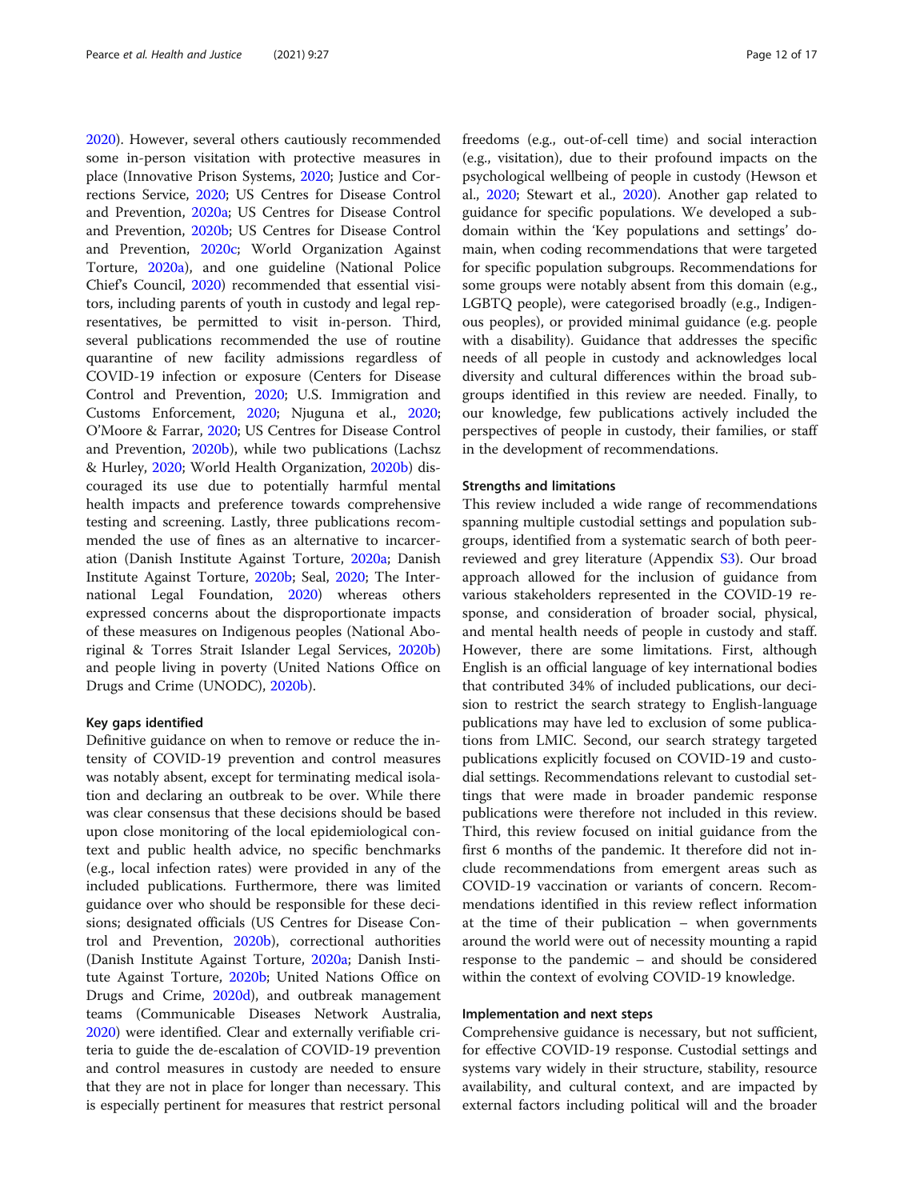2020). However, several others cautiously recommended some in-person visitation with protective measures in place (Innovative Prison Systems, 2020; Justice and Corrections Service, 2020; US Centres for Disease Control and Prevention, 2020a; US Centres for Disease Control and Prevention, 2020b; US Centres for Disease Control and Prevention, 2020c; World Organization Against Torture, 2020a), and one guideline (National Police Chief's Council, 2020) recommended that essential visitors, including parents of youth in custody and legal representatives, be permitted to visit in-person. Third, several publications recommended the use of routine quarantine of new facility admissions regardless of COVID-19 infection or exposure (Centers for Disease Control and Prevention, 2020; U.S. Immigration and Customs Enforcement, 2020; Njuguna et al., 2020; O'Moore & Farrar, 2020; US Centres for Disease Control and Prevention, 2020b), while two publications (Lachsz & Hurley, 2020; World Health Organization, 2020b) discouraged its use due to potentially harmful mental health impacts and preference towards comprehensive testing and screening. Lastly, three publications recommended the use of fines as an alternative to incarceration (Danish Institute Against Torture, 2020a; Danish Institute Against Torture, 2020b; Seal, 2020; The International Legal Foundation, 2020) whereas others expressed concerns about the disproportionate impacts of these measures on Indigenous peoples (National Aboriginal & Torres Strait Islander Legal Services, 2020b) and people living in poverty (United Nations Office on Drugs and Crime (UNODC), 2020b).

#### Key gaps identified

Definitive guidance on when to remove or reduce the intensity of COVID-19 prevention and control measures was notably absent, except for terminating medical isolation and declaring an outbreak to be over. While there was clear consensus that these decisions should be based upon close monitoring of the local epidemiological context and public health advice, no specific benchmarks (e.g., local infection rates) were provided in any of the included publications. Furthermore, there was limited guidance over who should be responsible for these decisions; designated officials (US Centres for Disease Control and Prevention, 2020b), correctional authorities (Danish Institute Against Torture, 2020a; Danish Institute Against Torture, 2020b; United Nations Office on Drugs and Crime, 2020d), and outbreak management teams (Communicable Diseases Network Australia, 2020) were identified. Clear and externally verifiable criteria to guide the de-escalation of COVID-19 prevention and control measures in custody are needed to ensure that they are not in place for longer than necessary. This is especially pertinent for measures that restrict personal freedoms (e.g., out-of-cell time) and social interaction (e.g., visitation), due to their profound impacts on the psychological wellbeing of people in custody (Hewson et al., 2020; Stewart et al., 2020). Another gap related to guidance for specific populations. We developed a sub-domain within the 'Key populations and settings' domain, when coding recommendations that were targeted for specific population subgroups. Recommendations for some groups were notably absent from this domain (e.g., LGBTQ people), were categorised broadly (e.g., Indigenous peoples), or provided minimal guidance (e.g. people with a disability). Guidance that addresses the specific needs of all people in custody and acknowledges local diversity and cultural differences within the broad subgroups identified in this review are needed. Finally, to our knowledge, few publications actively included the perspectives of people in custody, their families, or staff in the development of recommendations.

#### Strengths and limitations

This review included a wide range of recommendations spanning multiple custodial settings and population subgroups, identified from a systematic search of both peer-reviewed and grey literature (Appendix S3). Our broad approach allowed for the inclusion of guidance from various stakeholders represented in the COVID-19 response, and consideration of broader social, physical, and mental health needs of people in custody and staff. However, there are some limitations. First, although English is an official language of key international bodies that contributed 34% of included publications, our decision to restrict the search strategy to English-language publications may have led to exclusion of some publications from LMIC. Second, our search strategy targeted publications explicitly focused on COVID-19 and custodial settings. Recommendations relevant to custodial settings that were made in broader pandemic response publications were therefore not included in this review. Third, this review focused on initial guidance from the first 6 months of the pandemic. It therefore did not include recommendations from emergent areas such as COVID-19 vaccination or variants of concern. Recommendations identified in this review reflect information at the time of their publication – when governments around the world were out of necessity mounting a rapid response to the pandemic – and should be considered within the context of evolving COVID-19 knowledge.

#### Implementation and next steps

Comprehensive guidance is necessary, but not sufficient, for effective COVID-19 response. Custodial settings and systems vary widely in their structure, stability, resource availability, and cultural context, and are impacted by external factors including political will and the broader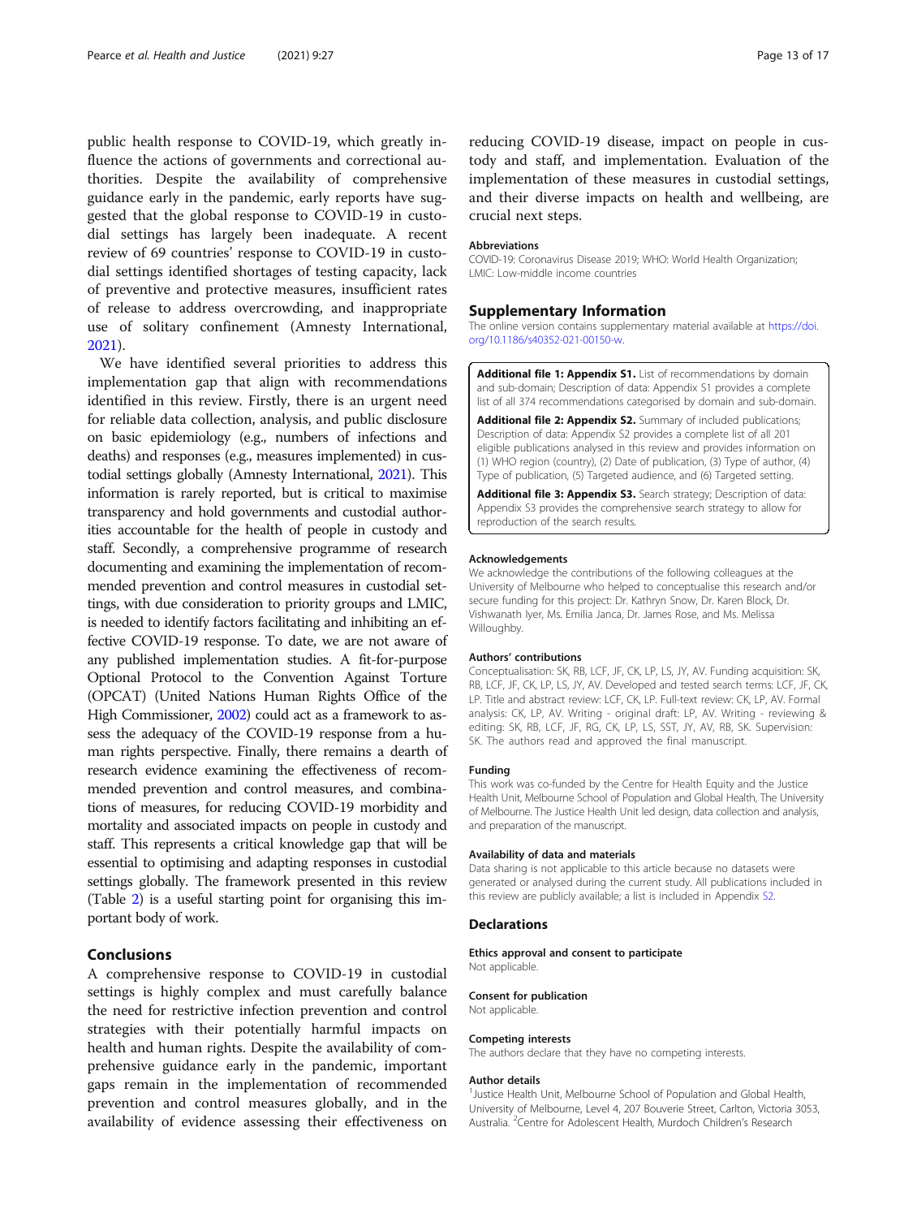public health response to COVID-19, which greatly influence the actions of governments and correctional authorities. Despite the availability of comprehensive guidance early in the pandemic, early reports have suggested that the global response to COVID-19 in custodial settings has largely been inadequate. A recent review of 69 countries' response to COVID-19 in custodial settings identified shortages of testing capacity, lack of preventive and protective measures, insufficient rates of release to address overcrowding, and inappropriate use of solitary confinement (Amnesty International, 2021).

We have identified several priorities to address this implementation gap that align with recommendations identified in this review. Firstly, there is an urgent need for reliable data collection, analysis, and public disclosure on basic epidemiology (e.g., numbers of infections and deaths) and responses (e.g., measures implemented) in custodial settings globally (Amnesty International, 2021). This information is rarely reported, but is critical to maximise transparency and hold governments and custodial authorities accountable for the health of people in custody and staff. Secondly, a comprehensive programme of research documenting and examining the implementation of recommended prevention and control measures in custodial settings, with due consideration to priority groups and LMIC, is needed to identify factors facilitating and inhibiting an effective COVID-19 response. To date, we are not aware of any published implementation studies. A fit-for-purpose Optional Protocol to the Convention Against Torture (OPCAT) (United Nations Human Rights Office of the High Commissioner, 2002) could act as a framework to assess the adequacy of the COVID-19 response from a human rights perspective. Finally, there remains a dearth of research evidence examining the effectiveness of recommended prevention and control measures, and combinations of measures, for reducing COVID-19 morbidity and mortality and associated impacts on people in custody and staff. This represents a critical knowledge gap that will be essential to optimising and adapting responses in custodial settings globally. The framework presented in this review (Table 2) is a useful starting point for organising this important body of work.

## Conclusions

A comprehensive response to COVID-19 in custodial settings is highly complex and must carefully balance the need for restrictive infection prevention and control strategies with their potentially harmful impacts on health and human rights. Despite the availability of comprehensive guidance early in the pandemic, important gaps remain in the implementation of recommended prevention and control measures globally, and in the availability of evidence assessing their effectiveness on reducing COVID-19 disease, impact on people in custody and staff, and implementation. Evaluation of the implementation of these measures in custodial settings, and their diverse impacts on health and wellbeing, are crucial next steps.

### Abbreviations

COVID-19: Coronavirus Disease 2019; WHO: World Health Organization; LMIC: Low-middle income countries

## Supplementary Information

The online version contains supplementary material available at https://doi.org/10.1186/s40352-021-00150-w.

**Additional file 1: Appendix S1.** List of recommendations by domain and sub-domain; Description of data: Appendix S1 provides a complete list of all 374 recommendations categorised by domain and sub-domain.

**Additional file 2: Appendix S2.** Summary of included publications; Description of data: Appendix S2 provides a complete list of all 201 eligible publications analysed in this review and provides information on (1) WHO region (country), (2) Date of publication, (3) Type of author, (4) Type of publication, (5) Targeted audience, and (6) Targeted setting.

**Additional file 3: Appendix S3.** Search strategy; Description of data: Appendix S3 provides the comprehensive search strategy to allow for reproduction of the search results.

### Acknowledgements

We acknowledge the contributions of the following colleagues at the University of Melbourne who helped to conceptualise this research and/or secure funding for this project: Dr. Kathryn Snow, Dr. Karen Block, Dr. Vishwanath Iyer, Ms. Emilia Janca, Dr. James Rose, and Ms. Melissa Willoughby.

### Authors' contributions

Conceptualisation: SK, RB, LCF, JF, CK, LP, LS, JY, AV. Funding acquisition: SK, RB, LCF, JF, CK, LP, LS, JY, AV. Developed and tested search terms: LCF, JF, CK, LP. Title and abstract review: LCF, CK, LP. Full-text review: CK, LP, AV. Formal analysis: CK, LP, AV. Writing - original draft: LP, AV. Writing - reviewing & editing: SK, RB, LCF, JF, RG, CK, LP, LS, SST, JY, AV, RB, SK. Supervision: SK. The authors read and approved the final manuscript.

### Funding

This work was co-funded by the Centre for Health Equity and the Justice Health Unit, Melbourne School of Population and Global Health, The University of Melbourne. The Justice Health Unit led design, data collection and analysis, and preparation of the manuscript.

### Availability of data and materials

Data sharing is not applicable to this article because no datasets were generated or analysed during the current study. All publications included in this review are publicly available; a list is included in Appendix S2.

## Declarations

### Ethics approval and consent to participate

Not applicable.

### Consent for publication

Not applicable.

### Competing interests

The authors declare that they have no competing interests.

### Author details

[1]Justice Health Unit, Melbourne School of Population and Global Health, University of Melbourne, Level 4, 207 Bouverie Street, Carlton, Victoria 3053, Australia. [2]Centre for Adolescent Health, Murdoch Children's Research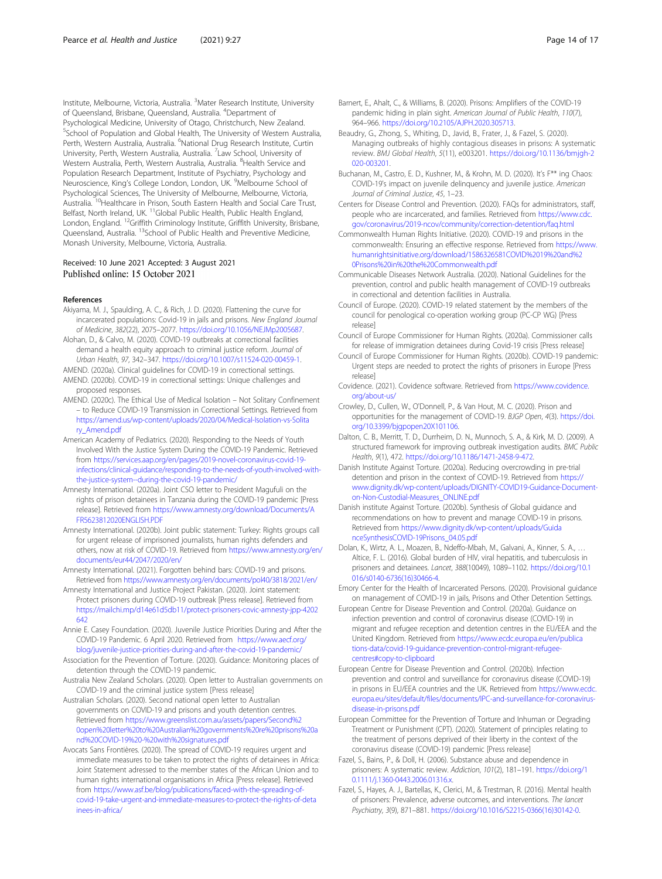Institute, Melbourne, Victoria, Australia. [3]Mater Research Institute, University of Queensland, Brisbane, Queensland, Australia. [4]Department of Psychological Medicine, University of Otago, Christchurch, New Zealand. [5]School of Population and Global Health, The University of Western Australia, Perth, Western Australia, Australia. [6]National Drug Research Institute, Curtin University, Perth, Western Australia, Australia. [7]Law School, University of Western Australia, Perth, Western Australia, Australia. [8]Health Service and Population Research Department, Institute of Psychiatry, Psychology and Neuroscience, King's College London, London, UK. [9]Melbourne School of Psychological Sciences, The University of Melbourne, Melbourne, Victoria, Australia. [10]Healthcare in Prison, South Eastern Health and Social Care Trust, Belfast, North Ireland, UK. [11]Global Public Health, Public Health England, London, England. [12]Griffith Criminology Institute, Griffith University, Brisbane, Queensland, Australia. [13]School of Public Health and Preventive Medicine, Monash University, Melbourne, Victoria, Australia.

Received: 10 June 2021 Accepted: 3 August 2021
Published online: 15 October 2021

## References

Akiyama, M. J., Spaulding, A. C., & Rich, J. D. (2020). Flattening the curve for incarcerated populations: Covid-19 in jails and prisons. *New England Journal of Medicine*, *382*(22), 2075–2077. https://doi.org/10.1056/NEJMp2005687.

Alohan, D., & Calvo, M. (2020). COVID-19 outbreaks at correctional facilities demand a health equity approach to criminal justice reform. *Journal of Urban Health*, *97*, 342–347. https://doi.org/10.1007/s11524-020-00459-1.

AMEND. (2020a). Clinical guidelines for COVID-19 in correctional settings.

AMEND. (2020b). COVID-19 in correctional settings: Unique challenges and proposed responses.

AMEND. (2020c). The Ethical Use of Medical Isolation – Not Solitary Confinement – to Reduce COVID-19 Transmission in Correctional Settings. Retrieved from https://amend.us/wp-content/uploads/2020/04/Medical-Isolation-vs-Solitary_Amend.pdf

American Academy of Pediatrics. (2020). Responding to the Needs of Youth Involved With the Justice System During the COVID-19 Pandemic. Retrieved from https://services.aap.org/en/pages/2019-novel-coronavirus-covid-19-infections/clinical-guidance/responding-to-the-needs-of-youth-involved-with-the-justice-system--during-the-covid-19-pandemic/

Amnesty International. (2020a). Joint CSO letter to President Magufuli on the rights of prison detainees in Tanzania during the COVID-19 pandemic [Press release]. Retrieved from https://www.amnesty.org/download/Documents/AFR5623812020ENGLISH.PDF

Amnesty International. (2020b). Joint public statement: Turkey: Rights groups call for urgent release of imprisoned journalists, human rights defenders and others, now at risk of COVID-19. Retrieved from https://www.amnesty.org/en/documents/eur44/2047/2020/en/

Amnesty International. (2021). Forgotten behind bars: COVID-19 and prisons. Retrieved from https://www.amnesty.org/en/documents/pol40/3818/2021/en/

Amnesty International and Justice Project Pakistan. (2020). Joint statement: Protect prisoners during COVID-19 outbreak [Press release]. Retrieved from https://mailchi.mp/d14e61d5db11/protect-prisoners-covic-amnesty-jpp-4202642

Annie E. Casey Foundation. (2020). Juvenile Justice Priorities During and After the COVID-19 Pandemic. 6 April 2020. Retrieved from https://www.aecf.org/blog/juvenile-justice-priorities-during-and-after-the-covid-19-pandemic/

Association for the Prevention of Torture. (2020). Guidance: Monitoring places of detention through the COVID-19 pandemic.

Australia New Zealand Scholars. (2020). Open letter to Australian governments on COVID-19 and the criminal justice system [Press release]

Australian Scholars. (2020). Second national open letter to Australian governments on COVID-19 and prisons and youth detention centres. Retrieved from https://www.greenslist.com.au/assets/papers/Second%20open%20letter%20to%20Australian%20governments%20re%20prisons%20and%20COVID-19%20-%20with%20signatures.pdf

Avocats Sans Frontières. (2020). The spread of COVID-19 requires urgent and immediate measures to be taken to protect the rights of detainees in Africa: Joint Statement adressed to the member states of the African Union and to human rights international organisations in Africa [Press release]. Retrieved from https://www.asf.be/blog/publications/faced-with-the-spreading-of-covid-19-take-urgent-and-immediate-measures-to-protect-the-rights-of-detainees-in-africa/

Barnert, E., Ahalt, C., & Williams, B. (2020). Prisons: Amplifiers of the COVID-19 pandemic hiding in plain sight. *American Journal of Public Health*, *110*(7), 964–966. https://doi.org/10.2105/AJPH.2020.305713.

Beaudry, G., Zhong, S., Whiting, D., Javid, B., Frater, J., & Fazel, S. (2020). Managing outbreaks of highly contagious diseases in prisons: A systematic review. *BMJ Global Health*, *5*(11), e003201. https://doi.org/10.1136/bmjgh-2020-003201.

Buchanan, M., Castro, E. D., Kushner, M., & Krohn, M. D. (2020). It's F** ing Chaos: COVID-19's impact on juvenile delinquency and juvenile justice. *American Journal of Criminal Justice*, *45*, 1–23.

Centers for Disease Control and Prevention. (2020). FAQs for administrators, staff, people who are incarcerated, and families. Retrieved from https://www.cdc.gov/coronavirus/2019-ncov/community/correction-detention/faq.html

Commonwealth Human Rights Initiative. (2020). COVID-19 and prisons in the commonwealth: Ensuring an effective response. Retrieved from https://www.humanrightsinitiative.org/download/1586326581COVID%2019%20and%20Prisons%20in%20the%20Commonwealth.pdf

Communicable Diseases Network Australia. (2020). National Guidelines for the prevention, control and public health management of COVID-19 outbreaks in correctional and detention facilities in Australia.

Council of Europe. (2020). COVID-19 related statement by the members of the council for penological co-operation working group (PC-CP WG) [Press release]

Council of Europe Commissioner for Human Rights. (2020a). Commissioner calls for release of immigration detainees during Covid-19 crisis [Press release]

Council of Europe Commissioner for Human Rights. (2020b). COVID-19 pandemic: Urgent steps are needed to protect the rights of prisoners in Europe [Press release]

Covidence. (2021). Covidence software. Retrieved from https://www.covidence.org/about-us/

Crowley, D., Cullen, W., O'Donnell, P., & Van Hout, M. C. (2020). Prison and opportunities for the management of COVID-19. *BJGP Open*, *4*(3). https://doi.org/10.3399/bjgpopen20X101106.

Dalton, C. B., Merritt, T. D., Durrheim, D. N., Munnoch, S. A., & Kirk, M. D. (2009). A structured framework for improving outbreak investigation audits. *BMC Public Health*, *9*(1), 472. https://doi.org/10.1186/1471-2458-9-472.

Danish Institute Against Torture. (2020a). Reducing overcrowding in pre-trial detention and prison in the context of COVID-19. Retrieved from https://www.dignity.dk/wp-content/uploads/DIGNITY-COVID19-Guidance-Document-on-Non-Custodial-Measures_ONLINE.pdf

Danish institute Against Torture. (2020b). Synthesis of Global guidance and recommendations on how to prevent and manage COVID-19 in prisons. Retrieved from https://www.dignity.dk/wp-content/uploads/GuidanceSynthesisCOVID-19Prisons_04.05.pdf

Dolan, K., Wirtz, A. L., Moazen, B., Ndeffo-Mbah, M., Galvani, A., Kinner, S. A., … Altice, F. L. (2016). Global burden of HIV, viral hepatitis, and tuberculosis in prisoners and detainees. *Lancet*, *388*(10049), 1089–1102. https://doi.org/10.1016/s0140-6736(16)30466-4.

Emory Center for the Health of Incarcerated Persons. (2020). Provisional guidance on management of COVID-19 in jails, Prisons and Other Detention Settings.

European Centre for Disease Prevention and Control. (2020a). Guidance on infection prevention and control of coronavirus disease (COVID-19) in migrant and refugee reception and detention centres in the EU/EEA and the United Kingdom. Retrieved from https://www.ecdc.europa.eu/en/publications-data/covid-19-guidance-prevention-control-migrant-refugee-centres#copy-to-clipboard

European Centre for Disease Prevention and Control. (2020b). Infection prevention and control and surveillance for coronavirus disease (COVID-19) in prisons in EU/EEA countries and the UK. Retrieved from https://www.ecdc.europa.eu/sites/default/files/documents/IPC-and-surveillance-for-coronavirus-disease-in-prisons.pdf

European Committee for the Prevention of Torture and Inhuman or Degrading Treatment or Punishment (CPT). (2020). Statement of principles relating to the treatment of persons deprived of their liberty in the context of the coronavirus disease (COVID-19) pandemic [Press release]

Fazel, S., Bains, P., & Doll, H. (2006). Substance abuse and dependence in prisoners: A systematic review. *Addiction*, *101*(2), 181–191. https://doi.org/10.1111/j.1360-0443.2006.01316.x.

Fazel, S., Hayes, A. J., Bartellas, K., Clerici, M., & Trestman, R. (2016). Mental health of prisoners: Prevalence, adverse outcomes, and interventions. *The lancet Psychiatry*, *3*(9), 871–881. https://doi.org/10.1016/S2215-0366(16)30142-0.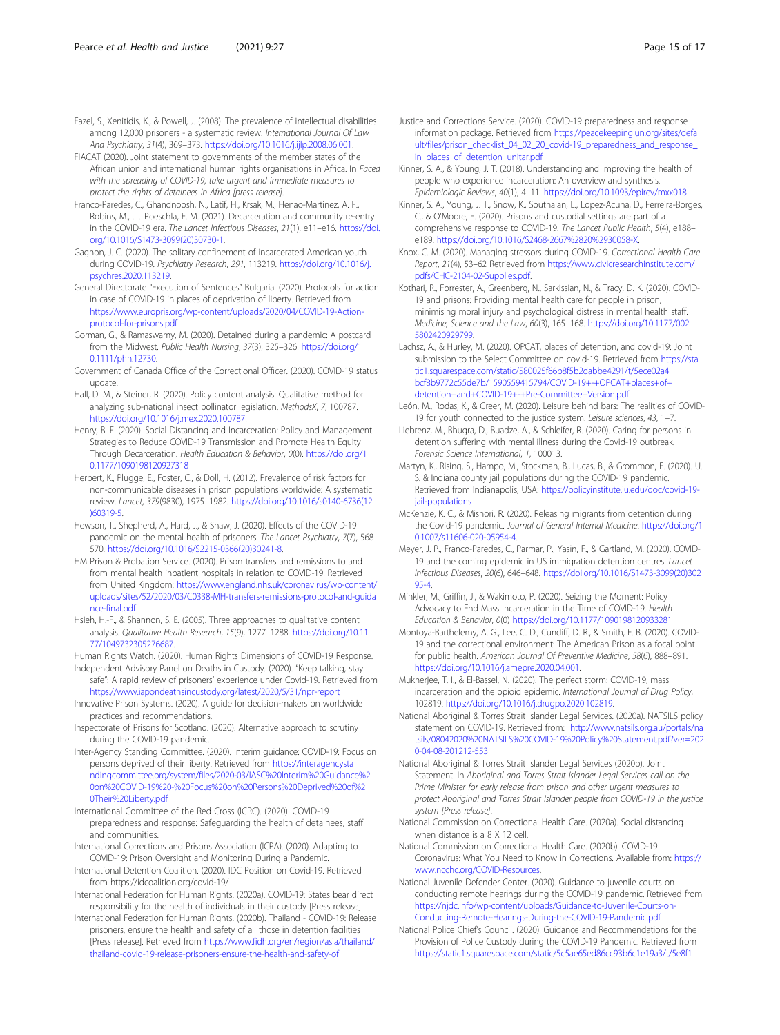Fazel, S., Xenitidis, K., & Powell, J. (2008). The prevalence of intellectual disabilities among 12,000 prisoners - a systematic review. *International Journal Of Law And Psychiatry*, *31*(4), 369–373. https://doi.org/10.1016/j.ijlp.2008.06.001.

FIACAT (2020). Joint statement to governments of the member states of the African union and international human rights organisations in Africa. In *Faced with the spreading of COVID-19, take urgent and immediate measures to protect the rights of detainees in Africa [press release]*.

Franco-Paredes, C., Ghandnoosh, N., Latif, H., Krsak, M., Henao-Martinez, A. F., Robins, M., … Poeschla, E. M. (2021). Decarceration and community re-entry in the COVID-19 era. *The Lancet Infectious Diseases*, *21*(1), e11–e16. https://doi.org/10.1016/S1473-3099(20)30730-1.

Gagnon, J. C. (2020). The solitary confinement of incarcerated American youth during COVID-19. *Psychiatry Research*, *291*, 113219. https://doi.org/10.1016/j.psychres.2020.113219.

General Directorate "Execution of Sentences" Bulgaria. (2020). Protocols for action in case of COVID-19 in places of deprivation of liberty. Retrieved from https://www.europris.org/wp-content/uploads/2020/04/COVID-19-Action-protocol-for-prisons.pdf

Gorman, G., & Ramaswamy, M. (2020). Detained during a pandemic: A postcard from the Midwest. *Public Health Nursing*, *37*(3), 325–326. https://doi.org/10.1111/phn.12730.

Government of Canada Office of the Correctional Officer. (2020). COVID-19 status update.

Hall, D. M., & Steiner, R. (2020). Policy content analysis: Qualitative method for analyzing sub-national insect pollinator legislation. *MethodsX*, *7*, 100787. https://doi.org/10.1016/j.mex.2020.100787.

Henry, B. F. (2020). Social Distancing and Incarceration: Policy and Management Strategies to Reduce COVID-19 Transmission and Promote Health Equity Through Decarceration. *Health Education & Behavior*, *0*(0). https://doi.org/10.1177/1090198120927318

Herbert, K., Plugge, E., Foster, C., & Doll, H. (2012). Prevalence of risk factors for non-communicable diseases in prison populations worldwide: A systematic review. *Lancet*, *379*(9830), 1975–1982. https://doi.org/10.1016/s0140-6736(12)60319-5.

Hewson, T., Shepherd, A., Hard, J., & Shaw, J. (2020). Effects of the COVID-19 pandemic on the mental health of prisoners. *The Lancet Psychiatry*, *7*(7), 568–570. https://doi.org/10.1016/S2215-0366(20)30241-8.

HM Prison & Probation Service. (2020). Prison transfers and remissions to and from mental health inpatient hospitals in relation to COVID-19. Retrieved from United Kingdom: https://www.england.nhs.uk/coronavirus/wp-content/uploads/sites/52/2020/03/C0338-MH-transfers-remissions-protocol-and-guidance-final.pdf

Hsieh, H.-F., & Shannon, S. E. (2005). Three approaches to qualitative content analysis. *Qualitative Health Research*, *15*(9), 1277–1288. https://doi.org/10.1177/1049732305276687.

Human Rights Watch. (2020). Human Rights Dimensions of COVID-19 Response.

Independent Advisory Panel on Deaths in Custody. (2020). "Keep talking, stay safe": A rapid review of prisoners' experience under Covid-19. Retrieved from https://www.iapondeathsincustody.org/latest/2020/5/31/npr-report

Innovative Prison Systems. (2020). A guide for decision-makers on worldwide practices and recommendations.

Inspectorate of Prisons for Scotland. (2020). Alternative approach to scrutiny during the COVID-19 pandemic.

Inter-Agency Standing Committee. (2020). Interim guidance: COVID-19: Focus on persons deprived of their liberty. Retrieved from https://interagencystandingcommittee.org/system/files/2020-03/IASC%20Interim%20Guidance%20on%20COVID-19%20-%20Focus%20on%20Persons%20Deprived%20of%20Their%20Liberty.pdf

International Committee of the Red Cross (ICRC). (2020). COVID-19 preparedness and response: Safeguarding the health of detainees, staff and communities.

International Corrections and Prisons Association (ICPA). (2020). Adapting to COVID-19: Prison Oversight and Monitoring During a Pandemic.

International Detention Coalition. (2020). IDC Position on Covid-19. Retrieved from https://idcoalition.org/covid-19/

International Federation for Human Rights. (2020a). COVID-19: States bear direct responsibility for the health of individuals in their custody [Press release]

International Federation for Human Rights. (2020b). Thailand - COVID-19: Release prisoners, ensure the health and safety of all those in detention facilities [Press release]. Retrieved from https://www.fidh.org/en/region/asia/thailand/thailand-covid-19-release-prisoners-ensure-the-health-and-safety-of

Justice and Corrections Service. (2020). COVID-19 preparedness and response information package. Retrieved from https://peacekeeping.un.org/sites/default/files/prison_checklist_04_02_20_covid-19_preparedness_and_response_in_places_of_detention_unitar.pdf

Kinner, S. A., & Young, J. T. (2018). Understanding and improving the health of people who experience incarceration: An overview and synthesis. *Epidemiologic Reviews*, *40*(1), 4–11. https://doi.org/10.1093/epirev/mxx018.

Kinner, S. A., Young, J. T., Snow, K., Southalan, L., Lopez-Acuna, D., Ferreira-Borges, C., & O'Moore, E. (2020). Prisons and custodial settings are part of a comprehensive response to COVID-19. *The Lancet Public Health*, *5*(4), e188–e189. https://doi.org/10.1016/S2468-2667%2820%2930058-X.

Knox, C. M. (2020). Managing stressors during COVID-19. *Correctional Health Care Report*, *21*(4), 53–62 Retrieved from https://www.civicresearchinstitute.com/pdfs/CHC-2104-02-Supplies.pdf.

Kothari, R., Forrester, A., Greenberg, N., Sarkissian, N., & Tracy, D. K. (2020). COVID-19 and prisons: Providing mental health care for people in prison, minimising moral injury and psychological distress in mental health staff. *Medicine, Science and the Law*, *60*(3), 165–168. https://doi.org/10.1177/0025802420929799.

Lachsz, A., & Hurley, M. (2020). OPCAT, places of detention, and covid-19: Joint submission to the Select Committee on covid-19. Retrieved from https://static1.squarespace.com/static/580025f66b8f5b2dabbe4291/t/5ece02a4bcf8b9772c55de7b/1590559415794/COVID-19+-+OPCAT+places+of+detention+and+COVID-19+-+Pre-Committee+Version.pdf

León, M., Rodas, K., & Greer, M. (2020). Leisure behind bars: The realities of COVID-19 for youth connected to the justice system. *Leisure sciences*, *43*, 1–7.

Liebrenz, M., Bhugra, D., Buadze, A., & Schleifer, R. (2020). Caring for persons in detention suffering with mental illness during the Covid-19 outbreak. *Forensic Science International*, *1*, 100013.

Martyn, K., Rising, S., Hampo, M., Stockman, B., Lucas, B., & Grommon, E. (2020). U. S. & Indiana county jail populations during the COVID-19 pandemic. Retrieved from Indianapolis, USA: https://policyinstitute.iu.edu/doc/covid-19-jail-populations

McKenzie, K. C., & Mishori, R. (2020). Releasing migrants from detention during the Covid-19 pandemic. *Journal of General Internal Medicine*. https://doi.org/10.1007/s11606-020-05954-4.

Meyer, J. P., Franco-Paredes, C., Parmar, P., Yasin, F., & Gartland, M. (2020). COVID-19 and the coming epidemic in US immigration detention centres. *Lancet Infectious Diseases*, *20*(6), 646–648. https://doi.org/10.1016/S1473-3099(20)30295-4.

Minkler, M., Griffin, J., & Wakimoto, P. (2020). Seizing the Moment: Policy Advocacy to End Mass Incarceration in the Time of COVID-19. *Health Education & Behavior*, *0*(0) https://doi.org/10.1177/1090198120933281

Montoya-Barthelemy, A. G., Lee, C. D., Cundiff, D. R., & Smith, E. B. (2020). COVID-19 and the correctional environment: The American Prison as a focal point for public health. *American Journal Of Preventive Medicine*, *58*(6), 888–891. https://doi.org/10.1016/j.amepre.2020.04.001.

Mukherjee, T. I., & El-Bassel, N. (2020). The perfect storm: COVID-19, mass incarceration and the opioid epidemic. *International Journal of Drug Policy*, 102819. https://doi.org/10.1016/j.drugpo.2020.102819.

National Aboriginal & Torres Strait Islander Legal Services. (2020a). NATSILS policy statement on COVID-19. Retrieved from: http://www.natsils.org.au/portals/natsils/08042020%20NATSILS%20COVID-19%20Policy%20Statement.pdf?ver=2020-04-08-201212-553

National Aboriginal & Torres Strait Islander Legal Services (2020b). Joint Statement. In *Aboriginal and Torres Strait Islander Legal Services call on the Prime Minister for early release from prison and other urgent measures to protect Aboriginal and Torres Strait Islander people from COVID-19 in the justice system [Press release]*.

National Commission on Correctional Health Care. (2020a). Social distancing when distance is a 8 X 12 cell.

National Commission on Correctional Health Care. (2020b). COVID-19 Coronavirus: What You Need to Know in Corrections. Available from: https://www.ncchc.org/COVID-Resources.

National Juvenile Defender Center. (2020). Guidance to juvenile courts on conducting remote hearings during the COVID-19 pandemic. Retrieved from https://njdc.info/wp-content/uploads/Guidance-to-Juvenile-Courts-on-Conducting-Remote-Hearings-During-the-COVID-19-Pandemic.pdf

National Police Chief's Council. (2020). Guidance and Recommendations for the Provision of Police Custody during the COVID-19 Pandemic. Retrieved from https://static1.squarespace.com/static/5c5ae65ed86cc93b6c1e19a3/t/5e8f1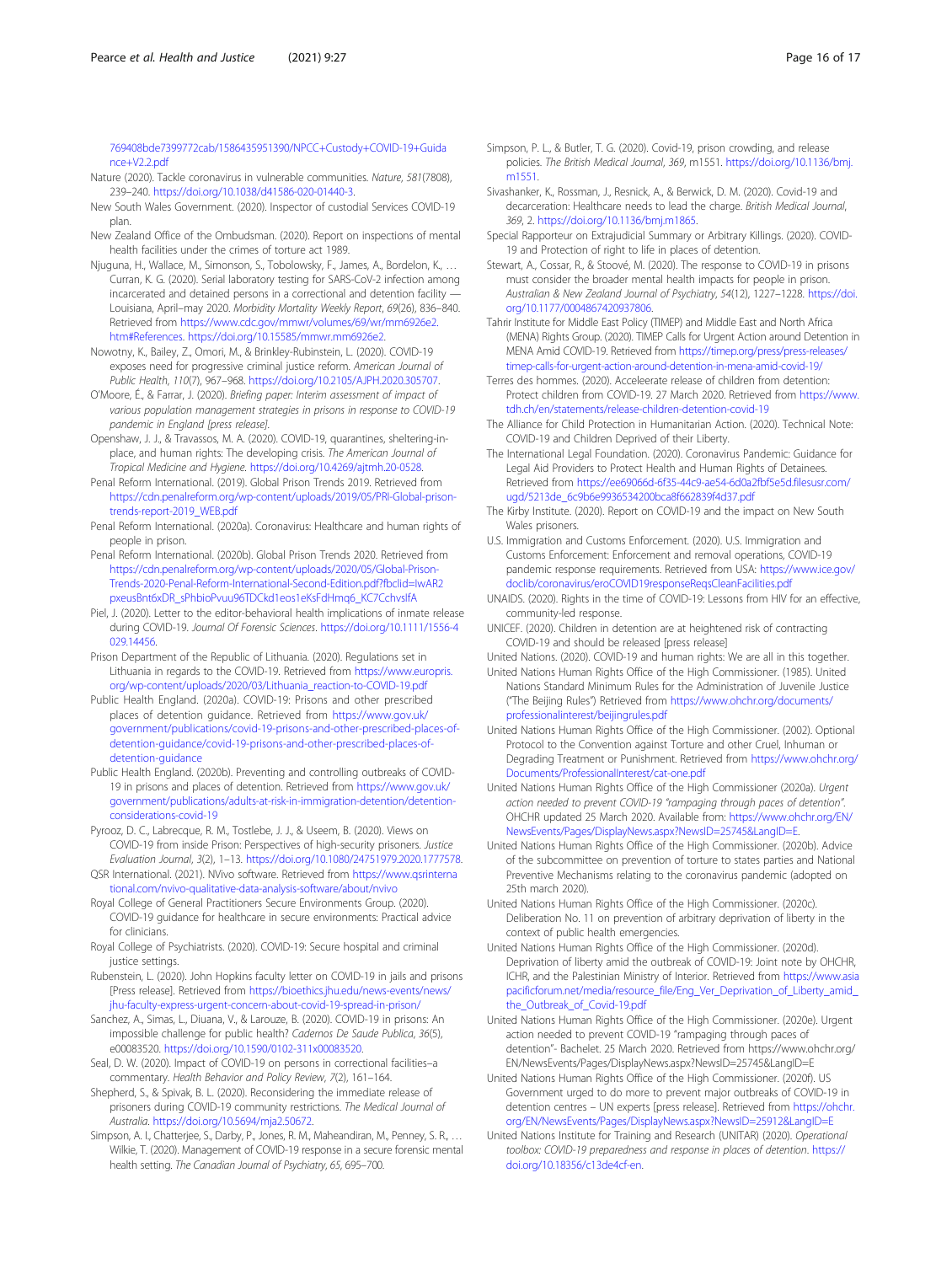769408bde7399772cab/1586435951390/NPCC+Custody+COVID-19+Guidance+V2.2.pdf

Nature (2020). Tackle coronavirus in vulnerable communities. *Nature*, *581*(7808), 239–240. https://doi.org/10.1038/d41586-020-01440-3.

New South Wales Government. (2020). Inspector of custodial Services COVID-19 plan.

New Zealand Office of the Ombudsman. (2020). Report on inspections of mental health facilities under the crimes of torture act 1989.

Njuguna, H., Wallace, M., Simonson, S., Tobolowsky, F., James, A., Bordelon, K., … Curran, K. G. (2020). Serial laboratory testing for SARS-CoV-2 infection among incarcerated and detained persons in a correctional and detention facility — Louisiana, April–may 2020. *Morbidity Mortality Weekly Report*, *69*(26), 836–840. Retrieved from https://www.cdc.gov/mmwr/volumes/69/wr/mm6926e2.htm#References. https://doi.org/10.15585/mmwr.mm6926e2.

Nowotny, K., Bailey, Z., Omori, M., & Brinkley-Rubinstein, L. (2020). COVID-19 exposes need for progressive criminal justice reform. *American Journal of Public Health*, *110*(7), 967–968. https://doi.org/10.2105/AJPH.2020.305707.

O'Moore, É., & Farrar, J. (2020). *Briefing paper: Interim assessment of impact of various population management strategies in prisons in response to COVID-19 pandemic in England [press release]*.

Openshaw, J. J., & Travassos, M. A. (2020). COVID-19, quarantines, sheltering-in-place, and human rights: The developing crisis. *The American Journal of Tropical Medicine and Hygiene*. https://doi.org/10.4269/ajtmh.20-0528.

Penal Reform International. (2019). Global Prison Trends 2019. Retrieved from https://cdn.penalreform.org/wp-content/uploads/2019/05/PRI-Global-prison-trends-report-2019_WEB.pdf

Penal Reform International. (2020a). Coronavirus: Healthcare and human rights of people in prison.

Penal Reform International. (2020b). Global Prison Trends 2020. Retrieved from https://cdn.penalreform.org/wp-content/uploads/2020/05/Global-Prison-Trends-2020-Penal-Reform-International-Second-Edition.pdf?fbclid=IwAR2pxeusBnt6xDR_sPhbioPvuu96TDCkd1eos1eKsFdHmq6_KC7CchvslfA

Piel, J. (2020). Letter to the editor-behavioral health implications of inmate release during COVID-19. *Journal Of Forensic Sciences*. https://doi.org/10.1111/1556-4029.14456.

Prison Department of the Republic of Lithuania. (2020). Regulations set in Lithuania in regards to the COVID-19. Retrieved from https://www.europris.org/wp-content/uploads/2020/03/Lithuania_reaction-to-COVID-19.pdf

Public Health England. (2020a). COVID-19: Prisons and other prescribed places of detention guidance. Retrieved from https://www.gov.uk/government/publications/covid-19-prisons-and-other-prescribed-places-of-detention-guidance/covid-19-prisons-and-other-prescribed-places-of-detention-guidance

Public Health England. (2020b). Preventing and controlling outbreaks of COVID-19 in prisons and places of detention. Retrieved from https://www.gov.uk/government/publications/adults-at-risk-in-immigration-detention/detention-considerations-covid-19

Pyrooz, D. C., Labrecque, R. M., Tostlebe, J. J., & Useem, B. (2020). Views on COVID-19 from inside Prison: Perspectives of high-security prisoners. *Justice Evaluation Journal*, *3*(2), 1–13. https://doi.org/10.1080/24751979.2020.1777578.

QSR International. (2021). NVivo software. Retrieved from https://www.qsrinternational.com/nvivo-qualitative-data-analysis-software/about/nvivo

Royal College of General Practitioners Secure Environments Group. (2020). COVID-19 guidance for healthcare in secure environments: Practical advice for clinicians.

Royal College of Psychiatrists. (2020). COVID-19: Secure hospital and criminal justice settings.

Rubenstein, L. (2020). John Hopkins faculty letter on COVID-19 in jails and prisons [Press release]. Retrieved from https://bioethics.jhu.edu/news-events/news/jhu-faculty-express-urgent-concern-about-covid-19-spread-in-prison/

Sanchez, A., Simas, L., Diuana, V., & Larouze, B. (2020). COVID-19 in prisons: An impossible challenge for public health? *Cadernos De Saude Publica*, *36*(5), e00083520. https://doi.org/10.1590/0102-311x00083520.

Seal, D. W. (2020). Impact of COVID-19 on persons in correctional facilities–a commentary. *Health Behavior and Policy Review*, *7*(2), 161–164.

Shepherd, S., & Spivak, B. L. (2020). Reconsidering the immediate release of prisoners during COVID-19 community restrictions. *The Medical Journal of Australia*. https://doi.org/10.5694/mja2.50672.

Simpson, A. I., Chatterjee, S., Darby, P., Jones, R. M., Maheandiran, M., Penney, S. R., … Wilkie, T. (2020). Management of COVID-19 response in a secure forensic mental health setting. *The Canadian Journal of Psychiatry*, *65*, 695–700.

Simpson, P. L., & Butler, T. G. (2020). Covid-19, prison crowding, and release policies. *The British Medical Journal*, *369*, m1551. https://doi.org/10.1136/bmj.m1551.

Sivashanker, K., Rossman, J., Resnick, A., & Berwick, D. M. (2020). Covid-19 and decarceration: Healthcare needs to lead the charge. *British Medical Journal*, *369*, 2. https://doi.org/10.1136/bmj.m1865.

Special Rapporteur on Extrajudicial Summary or Arbitrary Killings. (2020). COVID-19 and Protection of right to life in places of detention.

Stewart, A., Cossar, R., & Stoové, M. (2020). The response to COVID-19 in prisons must consider the broader mental health impacts for people in prison. *Australian & New Zealand Journal of Psychiatry*, *54*(12), 1227–1228. https://doi.org/10.1177/0004867420937806.

Tahrir Institute for Middle East Policy (TIMEP) and Middle East and North Africa (MENA) Rights Group. (2020). TIMEP Calls for Urgent Action around Detention in MENA Amid COVID-19. Retrieved from https://timep.org/press/press-releases/timep-calls-for-urgent-action-around-detention-in-mena-amid-covid-19/

Terres des hommes. (2020). Acceelerate release of children from detention: Protect children from COVID-19. 27 March 2020. Retrieved from https://www.tdh.ch/en/statements/release-children-detention-covid-19

The Alliance for Child Protection in Humanitarian Action. (2020). Technical Note: COVID-19 and Children Deprived of their Liberty.

The International Legal Foundation. (2020). Coronavirus Pandemic: Guidance for Legal Aid Providers to Protect Health and Human Rights of Detainees. Retrieved from https://ee69066d-6f35-44c9-ae54-6d0a2fbf5e5d.filesusr.com/ugd/5213de_6c9b6e9936534200bca8f662839f4d37.pdf

The Kirby Institute. (2020). Report on COVID-19 and the impact on New South Wales prisoners.

U.S. Immigration and Customs Enforcement. (2020). U.S. Immigration and Customs Enforcement: Enforcement and removal operations, COVID-19 pandemic response requirements. Retrieved from USA: https://www.ice.gov/doclib/coronavirus/eroCOVID19responseReqsCleanFacilities.pdf

UNAIDS. (2020). Rights in the time of COVID-19: Lessons from HIV for an effective, community-led response.

UNICEF. (2020). Children in detention are at heightened risk of contracting COVID-19 and should be released [press release]

United Nations. (2020). COVID-19 and human rights: We are all in this together.

United Nations Human Rights Office of the High Commissioner. (1985). United Nations Standard Minimum Rules for the Administration of Juvenile Justice ("The Beijing Rules") Retrieved from https://www.ohchr.org/documents/professionalinterest/beijingrules.pdf

United Nations Human Rights Office of the High Commissioner. (2002). Optional Protocol to the Convention against Torture and other Cruel, Inhuman or Degrading Treatment or Punishment. Retrieved from https://www.ohchr.org/Documents/ProfessionalInterest/cat-one.pdf

United Nations Human Rights Office of the High Commissioner (2020a). *Urgent action needed to prevent COVID-19 "rampaging through paces of detention"*. OHCHR updated 25 March 2020. Available from: https://www.ohchr.org/EN/NewsEvents/Pages/DisplayNews.aspx?NewsID=25745&LangID=E.

United Nations Human Rights Office of the High Commissioner. (2020b). Advice of the subcommittee on prevention of torture to states parties and National Preventive Mechanisms relating to the coronavirus pandemic (adopted on 25th march 2020).

United Nations Human Rights Office of the High Commissioner. (2020c). Deliberation No. 11 on prevention of arbitrary deprivation of liberty in the context of public health emergencies.

United Nations Human Rights Office of the High Commissioner. (2020d). Deprivation of liberty amid the outbreak of COVID-19: Joint note by OHCHR, ICHR, and the Palestinian Ministry of Interior. Retrieved from https://www.asiapacificforum.net/media/resource_file/Eng_Ver_Deprivation_of_Liberty_amid_the_Outbreak_of_Covid-19.pdf

United Nations Human Rights Office of the High Commissioner. (2020e). Urgent action needed to prevent COVID-19 "rampaging through paces of detention"- Bachelet. 25 March 2020. Retrieved from https://www.ohchr.org/EN/NewsEvents/Pages/DisplayNews.aspx?NewsID=25745&LangID=E

United Nations Human Rights Office of the High Commissioner. (2020f). US Government urged to do more to prevent major outbreaks of COVID-19 in detention centres – UN experts [press release]. Retrieved from https://ohchr.org/EN/NewsEvents/Pages/DisplayNews.aspx?NewsID=25912&LangID=E

United Nations Institute for Training and Research (UNITAR) (2020). *Operational toolbox: COVID-19 preparedness and response in places of detention*. https://doi.org/10.18356/c13de4cf-en.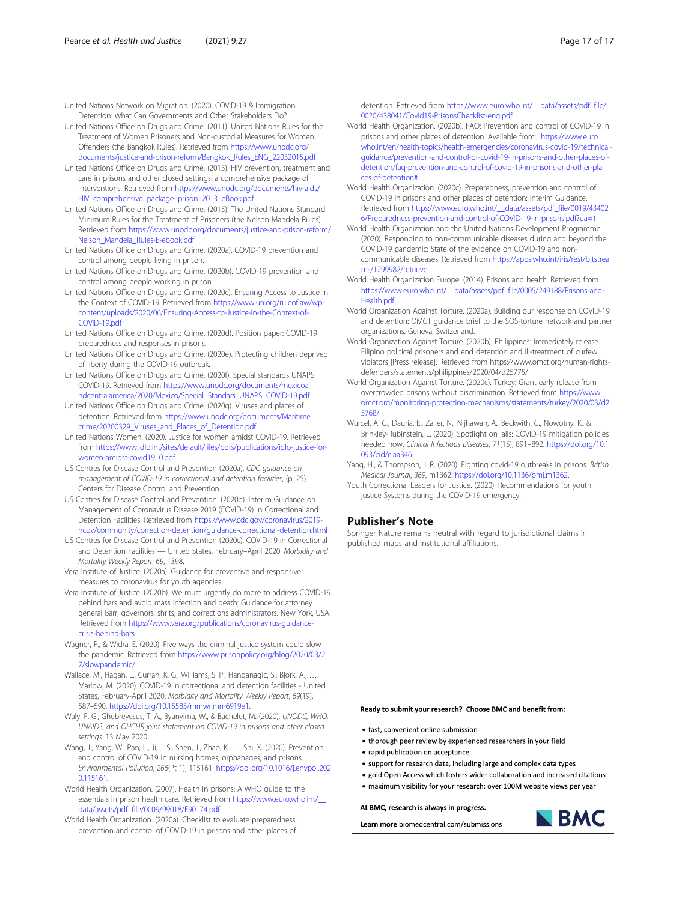United Nations Network on Migration. (2020). COVID-19 & Immigration Detention: What Can Governments and Other Stakeholders Do?

United Nations Office on Drugs and Crime. (2011). United Nations Rules for the Treatment of Women Prisoners and Non-custodial Measures for Women Offenders (the Bangkok Rules). Retrieved from https://www.unodc.org/documents/justice-and-prison-reform/Bangkok_Rules_ENG_22032015.pdf

United Nations Office on Drugs and Crime. (2013). HIV prevention, treatment and care in prisons and other closed settings: a comprehensive package of interventions. Retrieved from https://www.unodc.org/documents/hiv-aids/HIV_comprehensive_package_prison_2013_eBook.pdf

United Nations Office on Drugs and Crime. (2015). The United Nations Standard Minimum Rules for the Treatment of Prisoners (the Nelson Mandela Rules). Retrieved from https://www.unodc.org/documents/justice-and-prison-reform/Nelson_Mandela_Rules-E-ebook.pdf

United Nations Office on Drugs and Crime. (2020a). COVID-19 prevention and control among people living in prison.

United Nations Office on Drugs and Crime. (2020b). COVID-19 prevention and control among people working in prison.

United Nations Office on Drugs and Crime. (2020c). Ensuring Access to Justice in the Context of COVID-19. Retrieved from https://www.un.org/ruleoflaw/wp-content/uploads/2020/06/Ensuring-Access-to-Justice-in-the-Context-of-COVID-19.pdf

United Nations Office on Drugs and Crime. (2020d). Position paper: COVID-19 preparedness and responses in prisons.

United Nations Office on Drugs and Crime. (2020e). Protecting children deprived of liberty during the COVID-19 outbreak.

United Nations Office on Drugs and Crime. (2020f). Special standards UNAPS COVID-19. Retrieved from https://www.unodc.org/documents/mexicoandcentralamerica/2020/Mexico/Special_Standars_UNAPS_COVID-19.pdf

United Nations Office on Drugs and Crime. (2020g). Viruses and places of detention. Retrieved from https://www.unodc.org/documents/Maritime_crime/20200329_Viruses_and_Places_of_Detention.pdf

United Nations Women. (2020). Justice for women amidst COVID-19. Retrieved from https://www.idlo.int/sites/default/files/pdfs/publications/idlo-justice-for-women-amidst-covid19_0.pdf

US Centres for Disease Control and Prevention (2020a). *CDC guidance on management of COVID-19 in correctional and detention facilities*, (p. 25). Centers for Disease Control and Prevention.

US Centres for Disease Control and Prevention. (2020b). Interim Guidance on Management of Coronavirus Disease 2019 (COVID-19) in Correctional and Detention Facilities. Retrieved from https://www.cdc.gov/coronavirus/2019-ncov/community/correction-detention/guidance-correctional-detention.html

US Centres for Disease Control and Prevention. (2020c). COVID-19 in Correctional and Detention Facilities — United States, February–April 2020. *Morbidity and Mortality Weekly Report*, *69*, 1398.

Vera Institute of Justice. (2020a). Guidance for preventive and responsive measures to coronavirus for youth agencies.

Vera Institute of Justice. (2020b). We must urgently do more to address COVID-19 behind bars and avoid mass infection and death: Guidance for attorney general Barr, governors, shrits, and corrections administrators. New York, USA. Retrieved from https://www.vera.org/publications/coronavirus-guidance-crisis-behind-bars

Wagner, P., & Widra, E. (2020). Five ways the criminal justice system could slow the pandemic. Retrieved from https://www.prisonpolicy.org/blog/2020/03/27/slowpandemic/

Wallace, M., Hagan, L., Curran, K. G., Williams, S. P., Handanagic, S., Bjork, A., … Marlow, M. (2020). COVID-19 in correctional and detention facilities - United States, February-April 2020. *Morbidity and Mortality Weekly Report*, *69*(19), 587–590. https://doi.org/10.15585/mmwr.mm6919e1.

Waly, F. G., Ghebreyesus, T. A., Byanyima, W., & Bachelet, M. (2020). *UNODC, WHO, UNAIDS, and OHCHR joint statement on COVID-19 in prisons and other closed settings*. 13 May 2020.

Wang, J., Yang, W., Pan, L., Ji, J. S., Shen, J., Zhao, K., … Shi, X. (2020). Prevention and control of COVID-19 in nursing homes, orphanages, and prisons. *Environmental Pollution*, *266*(Pt 1), 115161. https://doi.org/10.1016/j.envpol.2020.115161.

World Health Organization. (2007). Health in prisons: A WHO guide to the essentials in prison health care. Retrieved from https://www.euro.who.int/__data/assets/pdf_file/0009/99018/E90174.pdf

World Health Organization. (2020a). Checklist to evaluate preparedness, prevention and control of COVID-19 in prisons and other places of detention. Retrieved from https://www.euro.who.int/__data/assets/pdf_file/0020/438041/Covid19-PrisonsChecklist-eng.pdf

World Health Organization. (2020b). FAQ: Prevention and control of COVID-19 in prisons and other places of detention. Available from: https://www.euro.who.int/en/health-topics/health-emergencies/coronavirus-covid-19/technical-guidance/prevention-and-control-of-covid-19-in-prisons-and-other-places-of-detention/faq-prevention-and-control-of-covid-19-in-prisons-and-other-places-of-detention# .

World Health Organization. (2020c). Preparedness, prevention and control of COVID-19 in prisons and other places of detention: Interim Guidance. Retrieved from https://www.euro.who.int/__data/assets/pdf_file/0019/434026/Preparedness-prevention-and-control-of-COVID-19-in-prisons.pdf?ua=1

World Health Organization and the United Nations Development Programme. (2020). Responding to non-communicable diseases during and beyond the COVID-19 pandemic: State of the evidence on COVID-19 and non-communicable diseases. Retrieved from https://apps.who.int/iris/rest/bitstreams/1299982/retrieve

World Health Organization Europe. (2014). Prisons and health. Retrieved from https://www.euro.who.int/__data/assets/pdf_file/0005/249188/Prisons-and-Health.pdf

World Organization Against Torture. (2020a). Building our response on COVID-19 and detention: OMCT guidance brief to the SOS-torture network and partner organizations. Geneva, Switzerland.

World Organization Against Torture. (2020b). Philippines: Immediately release Filipino political prisoners and end detention and ill-treatment of curfew violators [Press release]. Retrieved from https://www.omct.org/human-rights-defenders/statements/philippines/2020/04/d25775/

World Organization Against Torture. (2020c). Turkey: Grant early release from overcrowded prisons without discrimination. Retrieved from https://www.omct.org/monitoring-protection-mechanisms/statements/turkey/2020/03/d25768/

Wurcel, A. G., Dauria, E., Zaller, N., Nijhawan, A., Beckwith, C., Nowotny, K., & Brinkley-Rubinstein, L. (2020). Spotlight on jails: COVID-19 mitigation policies needed now. *Clinical Infectious Diseases*, *71*(15), 891–892. https://doi.org/10.1093/cid/ciaa346.

Yang, H., & Thompson, J. R. (2020). Fighting covid-19 outbreaks in prisons. *British Medical Journal*, *369*, m1362. https://doi.org/10.1136/bmj.m1362.

Youth Correctional Leaders for Justice. (2020). Recommendations for youth justice Systems during the COVID-19 emergency.

## Publisher's Note

Springer Nature remains neutral with regard to jurisdictional claims in published maps and institutional affiliations.

**Ready to submit your research? Choose BMC and benefit from:**

- fast, convenient online submission
- thorough peer review by experienced researchers in your field
- rapid publication on acceptance
- support for research data, including large and complex data types
- gold Open Access which fosters wider collaboration and increased citations
- maximum visibility for your research: over 100M website views per year

**At BMC, research is always in progress.**

**Learn more** biomedcentral.com/submissions

BMC